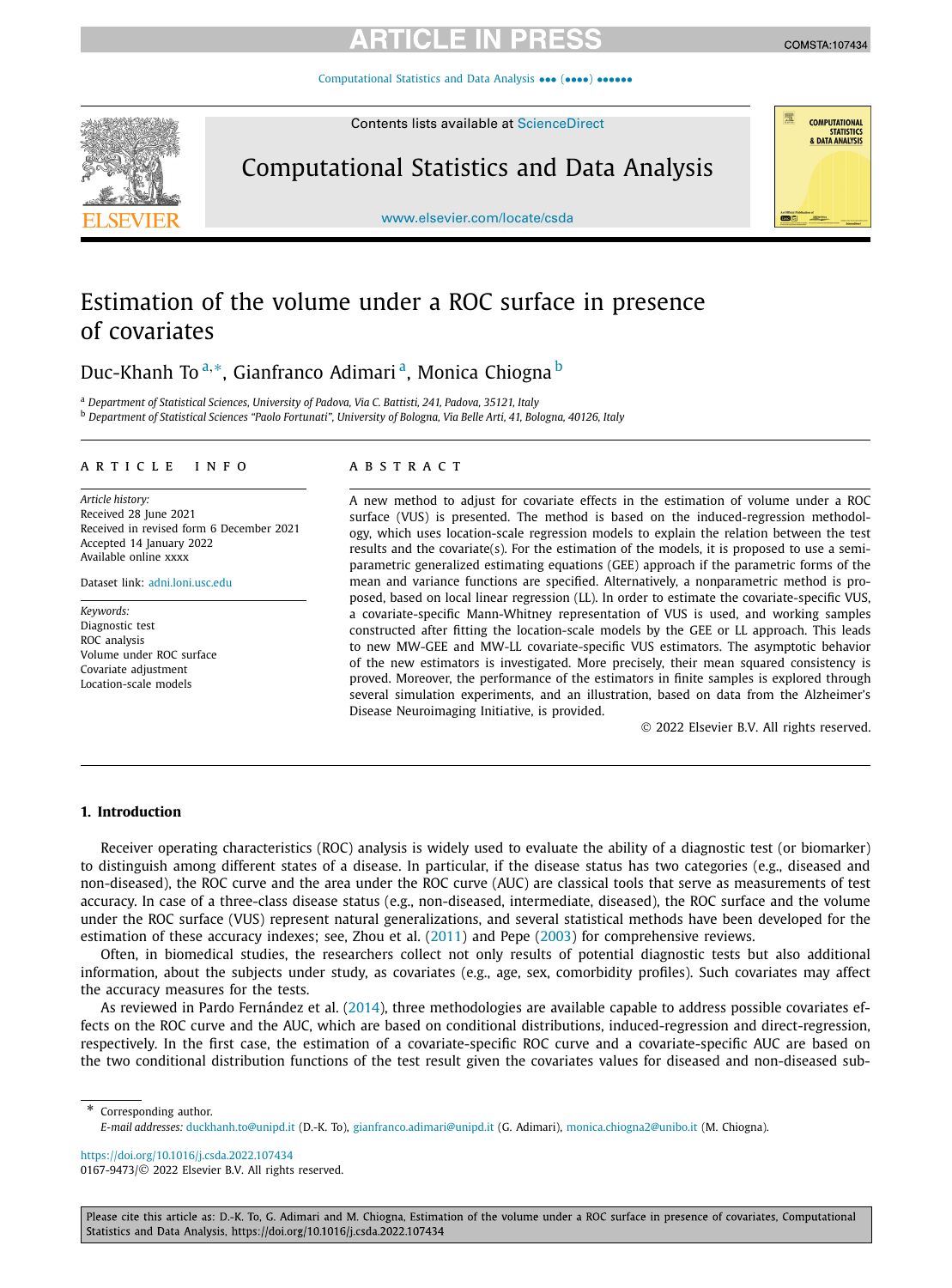# Estimation of the volume under a ROC surface in presence of covariates

Duc-Khanh To [a,*], Gianfranco Adimari [a], Monica Chiogna [b]

[a] Department of Statistical Sciences, University of Padova, Via C. Battisti, 241, Padova, 35121, Italy
[b] Department of Statistical Sciences "Paolo Fortunati", University of Bologna, Via Belle Arti, 41, Bologna, 40126, Italy

## ARTICLE INFO

*Article history:*
Received 28 June 2021
Received in revised form 6 December 2021
Accepted 14 January 2022
Available online xxxx

Dataset link: adni.loni.usc.edu

*Keywords:*
Diagnostic test
ROC analysis
Volume under ROC surface
Covariate adjustment
Location-scale models

## ABSTRACT

A new method to adjust for covariate effects in the estimation of volume under a ROC surface (VUS) is presented. The method is based on the induced-regression methodology, which uses location-scale regression models to explain the relation between the test results and the covariate(s). For the estimation of the models, it is proposed to use a semi-parametric generalized estimating equations (GEE) approach if the parametric forms of the mean and variance functions are specified. Alternatively, a nonparametric method is proposed, based on local linear regression (LL). In order to estimate the covariate-specific VUS, a covariate-specific Mann-Whitney representation of VUS is used, and working samples constructed after fitting the location-scale models by the GEE or LL approach. This leads to new MW-GEE and MW-LL covariate-specific VUS estimators. The asymptotic behavior of the new estimators is investigated. More precisely, their mean squared consistency is proved. Moreover, the performance of the estimators in finite samples is explored through several simulation experiments, and an illustration, based on data from the Alzheimer's Disease Neuroimaging Initiative, is provided.

© 2022 Elsevier B.V. All rights reserved.

## 1. Introduction

Receiver operating characteristics (ROC) analysis is widely used to evaluate the ability of a diagnostic test (or biomarker) to distinguish among different states of a disease. In particular, if the disease status has two categories (e.g., diseased and non-diseased), the ROC curve and the area under the ROC curve (AUC) are classical tools that serve as measurements of test accuracy. In case of a three-class disease status (e.g., non-diseased, intermediate, diseased), the ROC surface and the volume under the ROC surface (VUS) represent natural generalizations, and several statistical methods have been developed for the estimation of these accuracy indexes; see, Zhou et al. (2011) and Pepe (2003) for comprehensive reviews.

Often, in biomedical studies, the researchers collect not only results of potential diagnostic tests but also additional information, about the subjects under study, as covariates (e.g., age, sex, comorbidity profiles). Such covariates may affect the accuracy measures for the tests.

As reviewed in Pardo Fernández et al. (2014), three methodologies are available capable to address possible covariates effects on the ROC curve and the AUC, which are based on conditional distributions, induced-regression and direct-regression, respectively. In the first case, the estimation of a covariate-specific ROC curve and a covariate-specific AUC are based on the two conditional distribution functions of the test result given the covariates values for diseased and non-diseased sub-

\* Corresponding author.
*E-mail addresses:* duckhanh.to@unipd.it (D.-K. To), gianfranco.adimari@unipd.it (G. Adimari), monica.chiogna2@unibo.it (M. Chiogna).

https://doi.org/10.1016/j.csda.2022.107434
0167-9473/© 2022 Elsevier B.V. All rights reserved.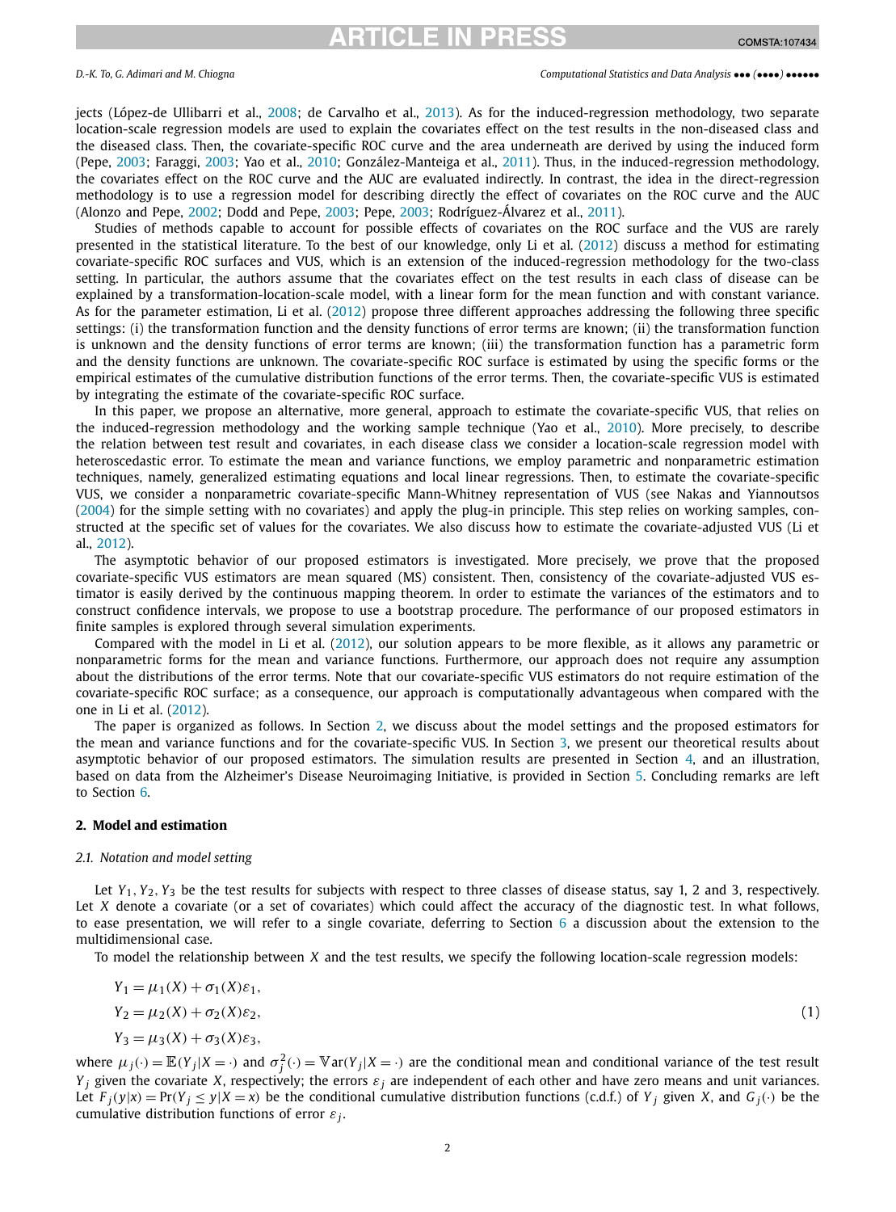jects (López-de Ullibarri et al., 2008; de Carvalho et al., 2013). As for the induced-regression methodology, two separate location-scale regression models are used to explain the covariates effect on the test results in the non-diseased class and the diseased class. Then, the covariate-specific ROC curve and the area underneath are derived by using the induced form (Pepe, 2003; Faraggi, 2003; Yao et al., 2010; González-Manteiga et al., 2011). Thus, in the induced-regression methodology, the covariates effect on the ROC curve and the AUC are evaluated indirectly. In contrast, the idea in the direct-regression methodology is to use a regression model for describing directly the effect of covariates on the ROC curve and the AUC (Alonzo and Pepe, 2002; Dodd and Pepe, 2003; Pepe, 2003; Rodríguez-Álvarez et al., 2011).

Studies of methods capable to account for possible effects of covariates on the ROC surface and the VUS are rarely presented in the statistical literature. To the best of our knowledge, only Li et al. (2012) discuss a method for estimating covariate-specific ROC surfaces and VUS, which is an extension of the induced-regression methodology for the two-class setting. In particular, the authors assume that the covariates effect on the test results in each class of disease can be explained by a transformation-location-scale model, with a linear form for the mean function and with constant variance. As for the parameter estimation, Li et al. (2012) propose three different approaches addressing the following three specific settings: (i) the transformation function and the density functions of error terms are known; (ii) the transformation function is unknown and the density functions of error terms are known; (iii) the transformation function has a parametric form and the density functions are unknown. The covariate-specific ROC surface is estimated by using the specific forms or the empirical estimates of the cumulative distribution functions of the error terms. Then, the covariate-specific VUS is estimated by integrating the estimate of the covariate-specific ROC surface.

In this paper, we propose an alternative, more general, approach to estimate the covariate-specific VUS, that relies on the induced-regression methodology and the working sample technique (Yao et al., 2010). More precisely, to describe the relation between test result and covariates, in each disease class we consider a location-scale regression model with heteroscedastic error. To estimate the mean and variance functions, we employ parametric and nonparametric estimation techniques, namely, generalized estimating equations and local linear regressions. Then, to estimate the covariate-specific VUS, we consider a nonparametric covariate-specific Mann-Whitney representation of VUS (see Nakas and Yiannoutsos (2004) for the simple setting with no covariates) and apply the plug-in principle. This step relies on working samples, constructed at the specific set of values for the covariates. We also discuss how to estimate the covariate-adjusted VUS (Li et al., 2012).

The asymptotic behavior of our proposed estimators is investigated. More precisely, we prove that the proposed covariate-specific VUS estimators are mean squared (MS) consistent. Then, consistency of the covariate-adjusted VUS estimator is easily derived by the continuous mapping theorem. In order to estimate the variances of the estimators and to construct confidence intervals, we propose to use a bootstrap procedure. The performance of our proposed estimators in finite samples is explored through several simulation experiments.

Compared with the model in Li et al. (2012), our solution appears to be more flexible, as it allows any parametric or nonparametric forms for the mean and variance functions. Furthermore, our approach does not require any assumption about the distributions of the error terms. Note that our covariate-specific VUS estimators do not require estimation of the covariate-specific ROC surface; as a consequence, our approach is computationally advantageous when compared with the one in Li et al. (2012).

The paper is organized as follows. In Section 2, we discuss about the model settings and the proposed estimators for the mean and variance functions and for the covariate-specific VUS. In Section 3, we present our theoretical results about asymptotic behavior of our proposed estimators. The simulation results are presented in Section 4, and an illustration, based on data from the Alzheimer's Disease Neuroimaging Initiative, is provided in Section 5. Concluding remarks are left to Section 6.

## 2. Model and estimation

### 2.1. Notation and model setting

Let $Y_1, Y_2, Y_3$ be the test results for subjects with respect to three classes of disease status, say 1, 2 and 3, respectively. Let $X$ denote a covariate (or a set of covariates) which could affect the accuracy of the diagnostic test. In what follows, to ease presentation, we will refer to a single covariate, deferring to Section 6 a discussion about the extension to the multidimensional case.

To model the relationship between $X$ and the test results, we specify the following location-scale regression models:

$$
\begin{aligned}
Y_1 &= \mu_1(X) + \sigma_1(X)\varepsilon_1, \\
Y_2 &= \mu_2(X) + \sigma_2(X)\varepsilon_2, \\
Y_3 &= \mu_3(X) + \sigma_3(X)\varepsilon_3,
\end{aligned}
\tag{1}
$$

where $\mu_j(\cdot) = \mathbb{E}(Y_j|X = \cdot)$ and $\sigma_j^2(\cdot) = \mathbb{V}\text{ar}(Y_j|X = \cdot)$ are the conditional mean and conditional variance of the test result $Y_j$ given the covariate $X$, respectively; the errors $\varepsilon_j$ are independent of each other and have zero means and unit variances. Let $F_j(y|x) = \Pr(Y_j \le y|X = x)$ be the conditional cumulative distribution functions (c.d.f.) of $Y_j$ given $X$, and $G_j(\cdot)$ be the cumulative distribution functions of error $\varepsilon_j$.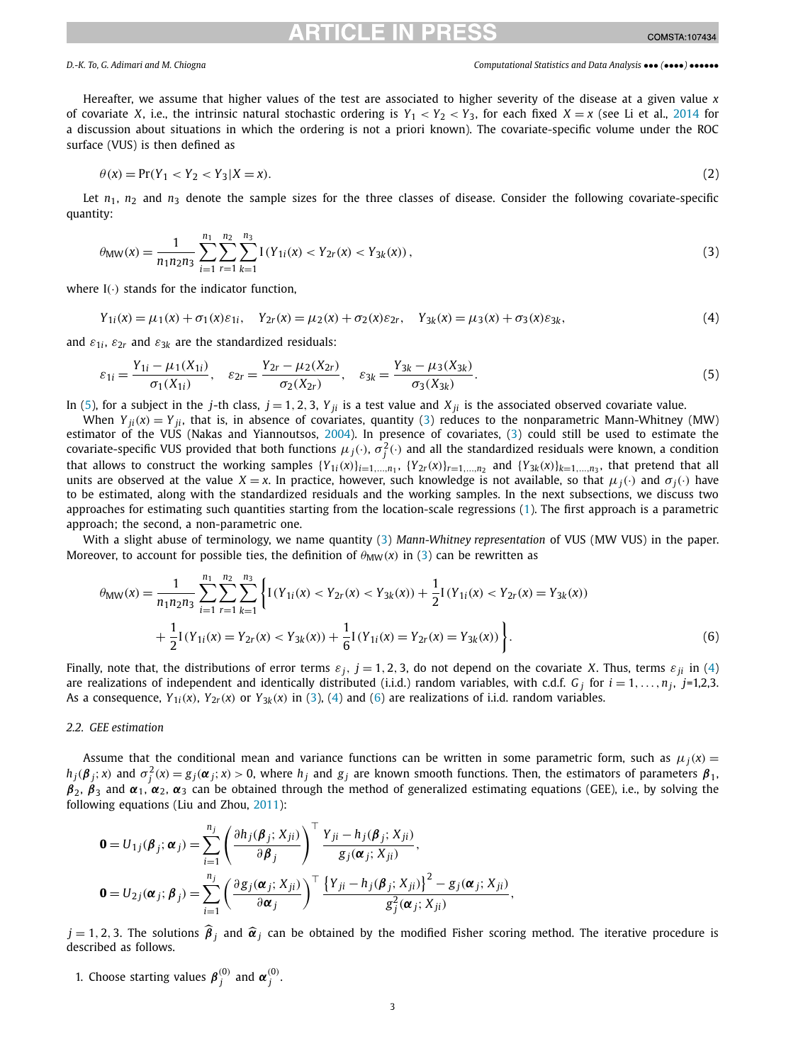Hereafter, we assume that higher values of the test are associated to higher severity of the disease at a given value $x$ of covariate $X$, i.e., the intrinsic natural stochastic ordering is $Y_1 < Y_2 < Y_3$, for each fixed $X = x$ (see Li et al., 2014 for a discussion about situations in which the ordering is not a priori known). The covariate-specific volume under the ROC surface (VUS) is then defined as

$$\theta(x) = \Pr(Y_1 < Y_2 < Y_3 | X = x). \tag{2}$$

Let $n_1$, $n_2$ and $n_3$ denote the sample sizes for the three classes of disease. Consider the following covariate-specific quantity:

$$\theta_{\text{MW}}(x) = \frac{1}{n_1 n_2 n_3} \sum_{i=1}^{n_1} \sum_{r=1}^{n_2} \sum_{k=1}^{n_3} \text{I}\left(Y_{1i}(x) < Y_{2r}(x) < Y_{3k}(x)\right), \tag{3}$$

where $\text{I}(\cdot)$ stands for the indicator function,

$$Y_{1i}(x) = \mu_1(x) + \sigma_1(x)\varepsilon_{1i}, \quad Y_{2r}(x) = \mu_2(x) + \sigma_2(x)\varepsilon_{2r}, \quad Y_{3k}(x) = \mu_3(x) + \sigma_3(x)\varepsilon_{3k}, \tag{4}$$

and $\varepsilon_{1i}$, $\varepsilon_{2r}$ and $\varepsilon_{3k}$ are the standardized residuals:

$$\varepsilon_{1i} = \frac{Y_{1i} - \mu_1(X_{1i})}{\sigma_1(X_{1i})}, \quad \varepsilon_{2r} = \frac{Y_{2r} - \mu_2(X_{2r})}{\sigma_2(X_{2r})}, \quad \varepsilon_{3k} = \frac{Y_{3k} - \mu_3(X_{3k})}{\sigma_3(X_{3k})}. \tag{5}$$

In (5), for a subject in the $j$-th class, $j = 1, 2, 3$, $Y_{ji}$ is a test value and $X_{ji}$ is the associated observed covariate value.

When $Y_{ji}(x) = Y_{ji}$, that is, in absence of covariates, quantity (3) reduces to the nonparametric Mann-Whitney (MW) estimator of the VUS (Nakas and Yiannoutsos, 2004). In presence of covariates, (3) could still be used to estimate the covariate-specific VUS provided that both functions $\mu_j(\cdot)$, $\sigma_j^2(\cdot)$ and all the standardized residuals were known, a condition that allows to construct the working samples $\{Y_{1i}(x)\}_{i=1,\ldots,n_1}$, $\{Y_{2r}(x)\}_{r=1,\ldots,n_2}$ and $\{Y_{3k}(x)\}_{k=1,\ldots,n_3}$, that pretend that all units are observed at the value $X = x$. In practice, however, such knowledge is not available, so that $\mu_j(\cdot)$ and $\sigma_j(\cdot)$ have to be estimated, along with the standardized residuals and the working samples. In the next subsections, we discuss two approaches for estimating such quantities starting from the location-scale regressions (1). The first approach is a parametric approach; the second, a non-parametric one.

With a slight abuse of terminology, we name quantity (3) *Mann-Whitney representation* of VUS (MW VUS) in the paper. Moreover, to account for possible ties, the definition of $\theta_{\text{MW}}(x)$ in (3) can be rewritten as

$$\begin{aligned}\theta_{\text{MW}}(x) = \frac{1}{n_1 n_2 n_3} \sum_{i=1}^{n_1} \sum_{r=1}^{n_2} \sum_{k=1}^{n_3} \Bigg\{ & \text{I}\left(Y_{1i}(x) < Y_{2r}(x) < Y_{3k}(x)\right) + \frac{1}{2}\text{I}\left(Y_{1i}(x) < Y_{2r}(x) = Y_{3k}(x)\right) \\ & + \frac{1}{2}\text{I}\left(Y_{1i}(x) = Y_{2r}(x) < Y_{3k}(x)\right) + \frac{1}{6}\text{I}\left(Y_{1i}(x) = Y_{2r}(x) = Y_{3k}(x)\right) \Bigg\}.\end{aligned} \tag{6}$$

Finally, note that, the distributions of error terms $\varepsilon_j$, $j = 1, 2, 3$, do not depend on the covariate $X$. Thus, terms $\varepsilon_{ji}$ in (4) are realizations of independent and identically distributed (i.i.d.) random variables, with c.d.f. $G_j$ for $i = 1, \ldots, n_j$, $j$=1,2,3. As a consequence, $Y_{1i}(x)$, $Y_{2r}(x)$ or $Y_{3k}(x)$ in (3), (4) and (6) are realizations of i.i.d. random variables.

### 2.2. GEE estimation

Assume that the conditional mean and variance functions can be written in some parametric form, such as $\mu_j(x) = h_j(\boldsymbol{\beta}_j; x)$ and $\sigma_j^2(x) = g_j(\boldsymbol{\alpha}_j; x) > 0$, where $h_j$ and $g_j$ are known smooth functions. Then, the estimators of parameters $\boldsymbol{\beta}_1$, $\boldsymbol{\beta}_2$, $\boldsymbol{\beta}_3$ and $\boldsymbol{\alpha}_1$, $\boldsymbol{\alpha}_2$, $\boldsymbol{\alpha}_3$ can be obtained through the method of generalized estimating equations (GEE), i.e., by solving the following equations (Liu and Zhou, 2011):

$$\mathbf{0} = U_{1j}(\boldsymbol{\beta}_j; \boldsymbol{\alpha}_j) = \sum_{i=1}^{n_j} \left( \frac{\partial h_j(\boldsymbol{\beta}_j; X_{ji})}{\partial \boldsymbol{\beta}_j} \right)^\top \frac{Y_{ji} - h_j(\boldsymbol{\beta}_j; X_{ji})}{g_j(\boldsymbol{\alpha}_j; X_{ji})},$$

$$\mathbf{0} = U_{2j}(\boldsymbol{\alpha}_j; \boldsymbol{\beta}_j) = \sum_{i=1}^{n_j} \left( \frac{\partial g_j(\boldsymbol{\alpha}_j; X_{ji})}{\partial \boldsymbol{\alpha}_j} \right)^\top \frac{\left\{Y_{ji} - h_j(\boldsymbol{\beta}_j; X_{ji})\right\}^2 - g_j(\boldsymbol{\alpha}_j; X_{ji})}{g_j^2(\boldsymbol{\alpha}_j; X_{ji})},$$

$j = 1, 2, 3$. The solutions $\widehat{\boldsymbol{\beta}}_j$ and $\widehat{\boldsymbol{\alpha}}_j$ can be obtained by the modified Fisher scoring method. The iterative procedure is described as follows.

1. Choose starting values $\boldsymbol{\beta}_j^{(0)}$ and $\boldsymbol{\alpha}_j^{(0)}$.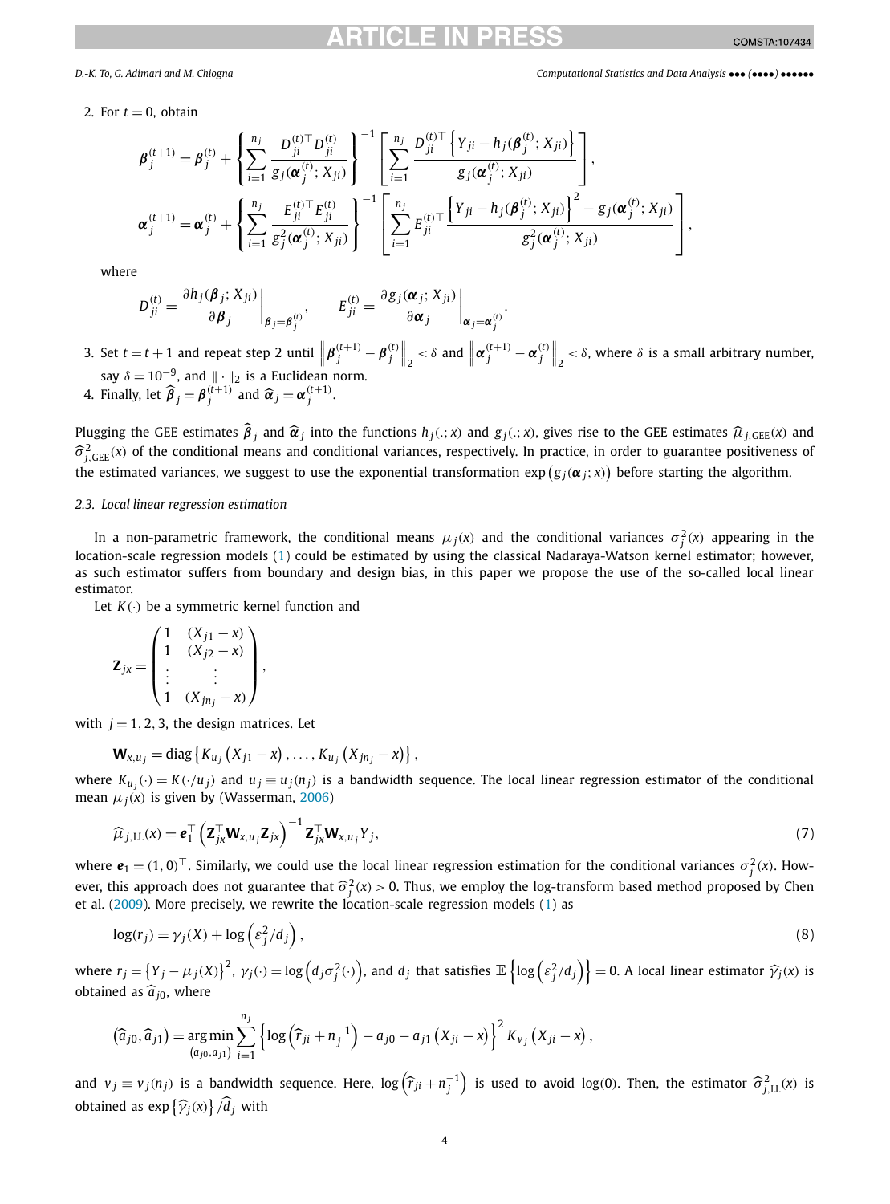2. For $t = 0$, obtain

$$\boldsymbol{\beta}_j^{(t+1)} = \boldsymbol{\beta}_j^{(t)} + \left\{ \sum_{i=1}^{n_j} \frac{D_{ji}^{(t)\top} D_{ji}^{(t)}}{g_j(\boldsymbol{\alpha}_j^{(t)}; X_{ji})} \right\}^{-1} \left[ \sum_{i=1}^{n_j} \frac{D_{ji}^{(t)\top} \left\{ Y_{ji} - h_j(\boldsymbol{\beta}_j^{(t)}; X_{ji}) \right\}}{g_j(\boldsymbol{\alpha}_j^{(t)}; X_{ji})} \right],$$

$$\boldsymbol{\alpha}_j^{(t+1)} = \boldsymbol{\alpha}_j^{(t)} + \left\{ \sum_{i=1}^{n_j} \frac{E_{ji}^{(t)\top} E_{ji}^{(t)}}{g_j^2(\boldsymbol{\alpha}_j^{(t)}; X_{ji})} \right\}^{-1} \left[ \sum_{i=1}^{n_j} E_{ji}^{(t)\top} \frac{\left\{ Y_{ji} - h_j(\boldsymbol{\beta}_j^{(t)}; X_{ji}) \right\}^2 - g_j(\boldsymbol{\alpha}_j^{(t)}; X_{ji})}{g_j^2(\boldsymbol{\alpha}_j^{(t)}; X_{ji})} \right],$$

where

$$D_{ji}^{(t)} = \left. \frac{\partial h_j(\boldsymbol{\beta}_j; X_{ji})}{\partial \boldsymbol{\beta}_j} \right|_{\boldsymbol{\beta}_j = \boldsymbol{\beta}_j^{(t)}}, \qquad E_{ji}^{(t)} = \left. \frac{\partial g_j(\boldsymbol{\alpha}_j; X_{ji})}{\partial \boldsymbol{\alpha}_j} \right|_{\boldsymbol{\alpha}_j = \boldsymbol{\alpha}_j^{(t)}}.$$

3. Set $t = t + 1$ and repeat step 2 until $\left\| \boldsymbol{\beta}_j^{(t+1)} - \boldsymbol{\beta}_j^{(t)} \right\|_2 < \delta$ and $\left\| \boldsymbol{\alpha}_j^{(t+1)} - \boldsymbol{\alpha}_j^{(t)} \right\|_2 < \delta$, where $\delta$ is a small arbitrary number, say $\delta = 10^{-9}$, and $\| \cdot \|_2$ is a Euclidean norm.
4. Finally, let $\widehat{\boldsymbol{\beta}}_j = \boldsymbol{\beta}_j^{(t+1)}$ and $\widehat{\boldsymbol{\alpha}}_j = \boldsymbol{\alpha}_j^{(t+1)}$.

Plugging the GEE estimates $\widehat{\boldsymbol{\beta}}_j$ and $\widehat{\boldsymbol{\alpha}}_j$ into the functions $h_j(.;x)$ and $g_j(.;x)$, gives rise to the GEE estimates $\widehat{\mu}_{j,\mathrm{GEE}}(x)$ and $\widehat{\sigma}^2_{j,\mathrm{GEE}}(x)$ of the conditional means and conditional variances, respectively. In practice, in order to guarantee positiveness of the estimated variances, we suggest to use the exponential transformation $\exp\left(g_j(\boldsymbol{\alpha}_j; x)\right)$ before starting the algorithm.

### 2.3. Local linear regression estimation

In a non-parametric framework, the conditional means $\mu_j(x)$ and the conditional variances $\sigma_j^2(x)$ appearing in the location-scale regression models (1) could be estimated by using the classical Nadaraya-Watson kernel estimator; however, as such estimator suffers from boundary and design bias, in this paper we propose the use of the so-called local linear estimator.

Let $K(\cdot)$ be a symmetric kernel function and

$$\mathbf{Z}_{jx} = \begin{pmatrix} 1 & (X_{j1} - x) \\ 1 & (X_{j2} - x) \\ \vdots & \vdots \\ 1 & (X_{jn_j} - x) \end{pmatrix},$$

with $j = 1, 2, 3$, the design matrices. Let

$$\mathbf{W}_{x,u_j} = \mathrm{diag}\left\{ K_{u_j}\left(X_{j1} - x\right), \ldots, K_{u_j}\left(X_{jn_j} - x\right) \right\},$$

where $K_{u_j}(\cdot) = K(\cdot / u_j)$ and $u_j \equiv u_j(n_j)$ is a bandwidth sequence. The local linear regression estimator of the conditional mean $\mu_j(x)$ is given by (Wasserman, 2006)

$$\widehat{\mu}_{j,\mathrm{LL}}(x) = \boldsymbol{e}_1^\top \left( \mathbf{Z}_{jx}^\top \mathbf{W}_{x,u_j} \mathbf{Z}_{jx} \right)^{-1} \mathbf{Z}_{jx}^\top \mathbf{W}_{x,u_j} Y_j, \tag{7}$$

where $\boldsymbol{e}_1 = (1, 0)^\top$. Similarly, we could use the local linear regression estimation for the conditional variances $\sigma_j^2(x)$. However, this approach does not guarantee that $\widehat{\sigma}_j^2(x) > 0$. Thus, we employ the log-transform based method proposed by Chen et al. (2009). More precisely, we rewrite the location-scale regression models (1) as

$$\log(r_j) = \gamma_j(X) + \log\left(\varepsilon_j^2 / d_j\right), \tag{8}$$

where $r_j = \left\{ Y_j - \mu_j(X) \right\}^2$, $\gamma_j(\cdot) = \log\left(d_j \sigma_j^2(\cdot)\right)$, and $d_j$ that satisfies $\mathbb{E}\left\{ \log\left(\varepsilon_j^2 / d_j\right) \right\} = 0$. A local linear estimator $\widehat{\gamma}_j(x)$ is obtained as $\widehat{a}_{j0}$, where

$$\left(\widehat{a}_{j0}, \widehat{a}_{j1}\right) = \underset{(a_{j0}, a_{j1})}{\arg\min} \sum_{i=1}^{n_j} \left\{ \log\left(\widehat{r}_{ji} + n_j^{-1}\right) - a_{j0} - a_{j1}\left(X_{ji} - x\right) \right\}^2 K_{v_j}\left(X_{ji} - x\right),$$

and $v_j \equiv v_j(n_j)$ is a bandwidth sequence. Here, $\log\left(\widehat{r}_{ji} + n_j^{-1}\right)$ is used to avoid $\log(0)$. Then, the estimator $\widehat{\sigma}^2_{j,\mathrm{LL}}(x)$ is obtained as $\exp\left\{\widehat{\gamma}_j(x)\right\} / \widehat{d}_j$ with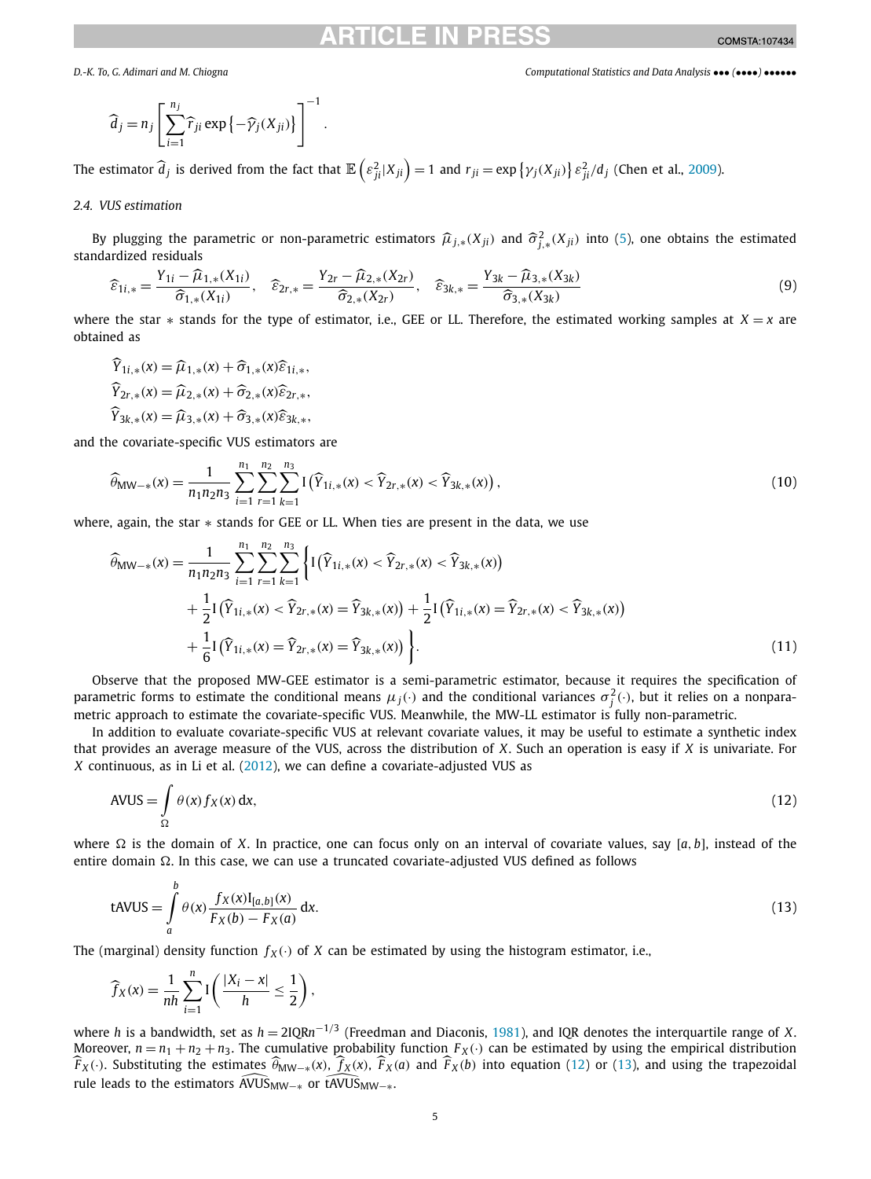$$\widehat{d}_j = n_j \left[ \sum_{i=1}^{n_j} \widehat{r}_{ji} \exp\left\{ -\widehat{\gamma}_j(X_{ji}) \right\} \right]^{-1}.$$

The estimator $\widehat{d}_j$ is derived from the fact that $\mathbb{E}\left(\varepsilon_{ji}^2 | X_{ji}\right) = 1$ and $r_{ji} = \exp\left\{\gamma_j(X_{ji})\right\} \varepsilon_{ji}^2 / d_j$ (Chen et al., 2009).

### 2.4. VUS estimation

By plugging the parametric or non-parametric estimators $\widehat{\mu}_{j,*}(X_{ji})$ and $\widehat{\sigma}^2_{j,*}(X_{ji})$ into (5), one obtains the estimated standardized residuals

$$\widehat{\varepsilon}_{1i,*} = \frac{Y_{1i} - \widehat{\mu}_{1,*}(X_{1i})}{\widehat{\sigma}_{1,*}(X_{1i})}, \quad \widehat{\varepsilon}_{2r,*} = \frac{Y_{2r} - \widehat{\mu}_{2,*}(X_{2r})}{\widehat{\sigma}_{2,*}(X_{2r})}, \quad \widehat{\varepsilon}_{3k,*} = \frac{Y_{3k} - \widehat{\mu}_{3,*}(X_{3k})}{\widehat{\sigma}_{3,*}(X_{3k})} \tag{9}$$

where the star $*$ stands for the type of estimator, i.e., GEE or LL. Therefore, the estimated working samples at $X = x$ are obtained as

$$\widehat{Y}_{1i,*}(x) = \widehat{\mu}_{1,*}(x) + \widehat{\sigma}_{1,*}(x)\widehat{\varepsilon}_{1i,*},$$
$$\widehat{Y}_{2r,*}(x) = \widehat{\mu}_{2,*}(x) + \widehat{\sigma}_{2,*}(x)\widehat{\varepsilon}_{2r,*},$$
$$\widehat{Y}_{3k,*}(x) = \widehat{\mu}_{3,*}(x) + \widehat{\sigma}_{3,*}(x)\widehat{\varepsilon}_{3k,*},$$

and the covariate-specific VUS estimators are

$$\widehat{\theta}_{\text{MW}-*}(x) = \frac{1}{n_1 n_2 n_3} \sum_{i=1}^{n_1} \sum_{r=1}^{n_2} \sum_{k=1}^{n_3} \text{I}\left(\widehat{Y}_{1i,*}(x) < \widehat{Y}_{2r,*}(x) < \widehat{Y}_{3k,*}(x)\right), \tag{10}$$

where, again, the star $*$ stands for GEE or LL. When ties are present in the data, we use

$$\begin{aligned}
\widehat{\theta}_{\text{MW}-*}(x) = \frac{1}{n_1 n_2 n_3} \sum_{i=1}^{n_1} \sum_{r=1}^{n_2} \sum_{k=1}^{n_3} \Big\{ & \text{I}\left(\widehat{Y}_{1i,*}(x) < \widehat{Y}_{2r,*}(x) < \widehat{Y}_{3k,*}(x)\right) \\
& + \frac{1}{2}\text{I}\left(\widehat{Y}_{1i,*}(x) < \widehat{Y}_{2r,*}(x) = \widehat{Y}_{3k,*}(x)\right) + \frac{1}{2}\text{I}\left(\widehat{Y}_{1i,*}(x) = \widehat{Y}_{2r,*}(x) < \widehat{Y}_{3k,*}(x)\right) \\
& + \frac{1}{6}\text{I}\left(\widehat{Y}_{1i,*}(x) = \widehat{Y}_{2r,*}(x) = \widehat{Y}_{3k,*}(x)\right) \Big\}.
\end{aligned} \tag{11}$$

Observe that the proposed MW-GEE estimator is a semi-parametric estimator, because it requires the specification of parametric forms to estimate the conditional means $\mu_j(\cdot)$ and the conditional variances $\sigma_j^2(\cdot)$, but it relies on a nonparametric approach to estimate the covariate-specific VUS. Meanwhile, the MW-LL estimator is fully non-parametric.

In addition to evaluate covariate-specific VUS at relevant covariate values, it may be useful to estimate a synthetic index that provides an average measure of the VUS, across the distribution of $X$. Such an operation is easy if $X$ is univariate. For $X$ continuous, as in Li et al. (2012), we can define a covariate-adjusted VUS as

$$\text{AVUS} = \int_{\Omega} \theta(x) f_X(x)\, \mathrm{d}x, \tag{12}$$

where $\Omega$ is the domain of $X$. In practice, one can focus only on an interval of covariate values, say $[a, b]$, instead of the entire domain $\Omega$. In this case, we can use a truncated covariate-adjusted VUS defined as follows

$$\text{tAVUS} = \int_a^b \theta(x) \frac{f_X(x)\text{I}_{[a,b]}(x)}{F_X(b) - F_X(a)}\, \mathrm{d}x. \tag{13}$$

The (marginal) density function $f_X(\cdot)$ of $X$ can be estimated by using the histogram estimator, i.e.,

$$\widehat{f}_X(x) = \frac{1}{nh} \sum_{i=1}^{n} \text{I}\left(\frac{|X_i - x|}{h} \le \frac{1}{2}\right),$$

where $h$ is a bandwidth, set as $h = 2\text{IQR}n^{-1/3}$ (Freedman and Diaconis, 1981), and IQR denotes the interquartile range of $X$. Moreover, $n = n_1 + n_2 + n_3$. The cumulative probability function $F_X(\cdot)$ can be estimated by using the empirical distribution $\widehat{F}_X(\cdot)$. Substituting the estimates $\widehat{\theta}_{\text{MW}-*}(x)$, $\widehat{f}_X(x)$, $\widehat{F}_X(a)$ and $\widehat{F}_X(b)$ into equation (12) or (13), and using the trapezoidal rule leads to the estimators $\widehat{\text{AVUS}}_{\text{MW}-*}$ or $\widehat{\text{tAVUS}}_{\text{MW}-*}$.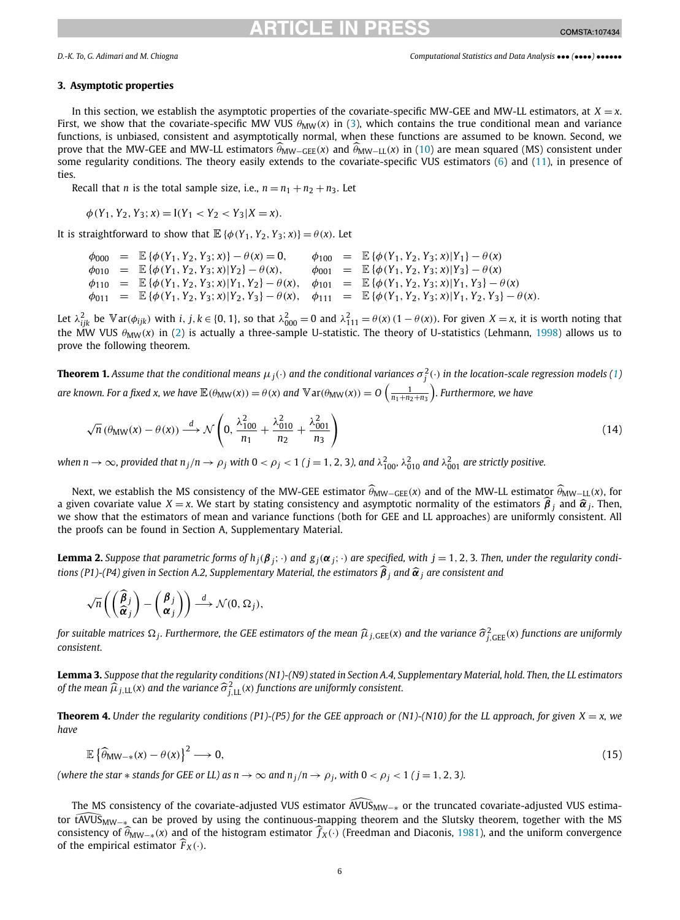## 3. Asymptotic properties

In this section, we establish the asymptotic properties of the covariate-specific MW-GEE and MW-LL estimators, at $X = x$. First, we show that the covariate-specific MW VUS $\theta_{\mathrm{MW}}(x)$ in (3), which contains the true conditional mean and variance functions, is unbiased, consistent and asymptotically normal, when these functions are assumed to be known. Second, we prove that the MW-GEE and MW-LL estimators $\widehat{\theta}_{\mathrm{MW-GEE}}(x)$ and $\widehat{\theta}_{\mathrm{MW-LL}}(x)$ in (10) are mean squared (MS) consistent under some regularity conditions. The theory easily extends to the covariate-specific VUS estimators (6) and (11), in presence of ties.

Recall that $n$ is the total sample size, i.e., $n = n_1 + n_2 + n_3$. Let

$$\phi(Y_1, Y_2, Y_3; x) = \mathrm{I}(Y_1 < Y_2 < Y_3 | X = x).$$

It is straightforward to show that $\mathbb{E}\{\phi(Y_1, Y_2, Y_3; x)\} = \theta(x)$. Let

$$\begin{array}{llll}
\phi_{000} & = & \mathbb{E}\{\phi(Y_1, Y_2, Y_3; x)\} - \theta(x) = 0, & \phi_{100} = \mathbb{E}\{\phi(Y_1, Y_2, Y_3; x)|Y_1\} - \theta(x) \\
\phi_{010} & = & \mathbb{E}\{\phi(Y_1, Y_2, Y_3; x)|Y_2\} - \theta(x), & \phi_{001} = \mathbb{E}\{\phi(Y_1, Y_2, Y_3; x)|Y_3\} - \theta(x) \\
\phi_{110} & = & \mathbb{E}\{\phi(Y_1, Y_2, Y_3; x)|Y_1, Y_2\} - \theta(x), & \phi_{101} = \mathbb{E}\{\phi(Y_1, Y_2, Y_3; x)|Y_1, Y_3\} - \theta(x) \\
\phi_{011} & = & \mathbb{E}\{\phi(Y_1, Y_2, Y_3; x)|Y_2, Y_3\} - \theta(x), & \phi_{111} = \mathbb{E}\{\phi(Y_1, Y_2, Y_3; x)|Y_1, Y_2, Y_3\} - \theta(x).
\end{array}$$

Let $\lambda^2_{ijk}$ be $\mathbb{V}\mathrm{ar}(\phi_{ijk})$ with $i, j, k \in \{0, 1\}$, so that $\lambda^2_{000} = 0$ and $\lambda^2_{111} = \theta(x)(1 - \theta(x))$. For given $X = x$, it is worth noting that the MW VUS $\theta_{\mathrm{MW}}(x)$ in (2) is actually a three-sample U-statistic. The theory of U-statistics (Lehmann, 1998) allows us to prove the following theorem.

**Theorem 1.** *Assume that the conditional means $\mu_j(\cdot)$ and the conditional variances $\sigma_j^2(\cdot)$ in the location-scale regression models (1) are known. For a fixed $x$, we have $\mathbb{E}(\theta_{\mathrm{MW}}(x)) = \theta(x)$ and $\mathbb{V}\mathrm{ar}(\theta_{\mathrm{MW}}(x)) = O\left(\frac{1}{n_1+n_2+n_3}\right)$. Furthermore, we have*

$$\sqrt{n}\,(\theta_{\mathrm{MW}}(x) - \theta(x)) \xrightarrow{d} \mathcal{N}\left(0, \frac{\lambda^2_{100}}{n_1} + \frac{\lambda^2_{010}}{n_2} + \frac{\lambda^2_{001}}{n_3}\right) \tag{14}$$

*when $n \to \infty$, provided that $n_j/n \to \rho_j$ with $0 < \rho_j < 1$ ($j = 1, 2, 3$), and $\lambda^2_{100}$, $\lambda^2_{010}$ and $\lambda^2_{001}$ are strictly positive.*

Next, we establish the MS consistency of the MW-GEE estimator $\widehat{\theta}_{\mathrm{MW-GEE}}(x)$ and of the MW-LL estimator $\widehat{\theta}_{\mathrm{MW-LL}}(x)$, for a given covariate value $X = x$. We start by stating consistency and asymptotic normality of the estimators $\widehat{\boldsymbol{\beta}}_j$ and $\widehat{\boldsymbol{\alpha}}_j$. Then, we show that the estimators of mean and variance functions (both for GEE and LL approaches) are uniformly consistent. All the proofs can be found in Section A, Supplementary Material.

**Lemma 2.** *Suppose that parametric forms of $h_j(\boldsymbol{\beta}_j; \cdot)$ and $g_j(\boldsymbol{\alpha}_j; \cdot)$ are specified, with $j = 1, 2, 3$. Then, under the regularity conditions (P1)-(P4) given in Section A.2, Supplementary Material, the estimators $\widehat{\boldsymbol{\beta}}_j$ and $\widehat{\boldsymbol{\alpha}}_j$ are consistent and*

$$\sqrt{n}\left(\begin{pmatrix}\widehat{\boldsymbol{\beta}}_j \\ \widehat{\boldsymbol{\alpha}}_j\end{pmatrix} - \begin{pmatrix}\boldsymbol{\beta}_j \\ \boldsymbol{\alpha}_j\end{pmatrix}\right) \xrightarrow{d} \mathcal{N}(0, \Omega_j),$$

*for suitable matrices $\Omega_j$. Furthermore, the GEE estimators of the mean $\widehat{\mu}_{j,\mathrm{GEE}}(x)$ and the variance $\widehat{\sigma}^2_{j,\mathrm{GEE}}(x)$ functions are uniformly consistent.*

**Lemma 3.** *Suppose that the regularity conditions (N1)-(N9) stated in Section A.4, Supplementary Material, hold. Then, the LL estimators of the mean $\widehat{\mu}_{j,\mathrm{LL}}(x)$ and the variance $\widehat{\sigma}^2_{j,\mathrm{LL}}(x)$ functions are uniformly consistent.*

**Theorem 4.** *Under the regularity conditions (P1)-(P5) for the GEE approach or (N1)-(N10) for the LL approach, for given $X = x$, we have*

$$\mathbb{E}\left\{\widehat{\theta}_{\mathrm{MW}-*}(x) - \theta(x)\right\}^2 \longrightarrow 0, \tag{15}$$

*(where the star $*$ stands for GEE or LL) as $n \to \infty$ and $n_j/n \to \rho_j$, with $0 < \rho_j < 1$ ($j = 1, 2, 3$).*

The MS consistency of the covariate-adjusted VUS estimator $\widehat{\mathrm{AVUS}}_{\mathrm{MW}-*}$ or the truncated covariate-adjusted VUS estimator $\widehat{\mathrm{tAVUS}}_{\mathrm{MW}-*}$ can be proved by using the continuous-mapping theorem and the Slutsky theorem, together with the MS consistency of $\widehat{\theta}_{\mathrm{MW}-*}(x)$ and of the histogram estimator $\widehat{f}_X(\cdot)$ (Freedman and Diaconis, 1981), and the uniform convergence of the empirical estimator $\widehat{F}_X(\cdot)$.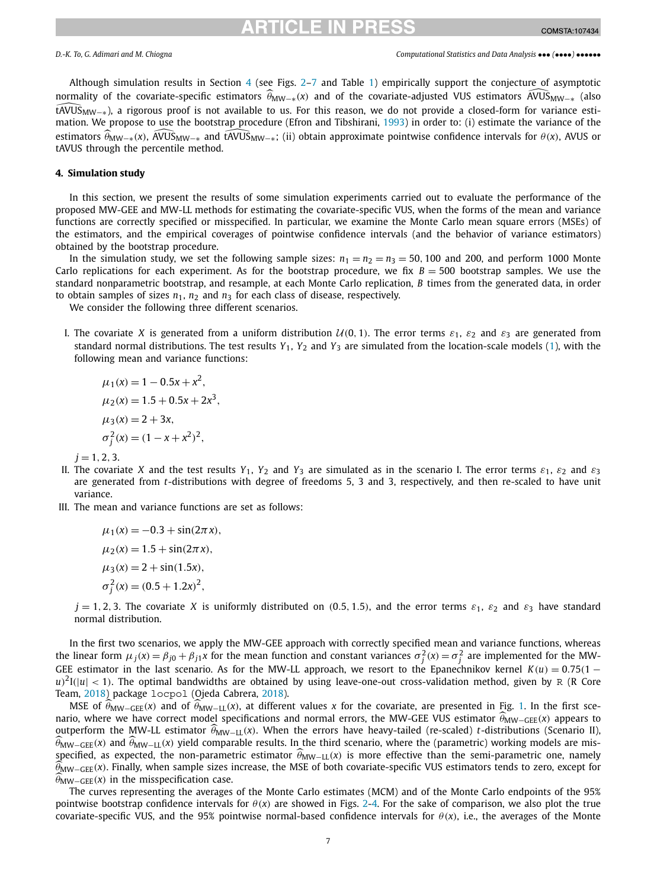Although simulation results in Section 4 (see Figs. 2–7 and Table 1) empirically support the conjecture of asymptotic normality of the covariate-specific estimators $\widehat{\theta}_{\text{MW}-*}(x)$ and of the covariate-adjusted VUS estimators $\widehat{\text{AVUS}}_{\text{MW}-*}$ (also $\widehat{\text{tAVUS}}_{\text{MW}-*}$), a rigorous proof is not available to us. For this reason, we do not provide a closed-form for variance estimation. We propose to use the bootstrap procedure (Efron and Tibshirani, 1993) in order to: (i) estimate the variance of the estimators $\widehat{\theta}_{\text{MW}-*}(x)$, $\widehat{\text{AVUS}}_{\text{MW}-*}$ and $\widehat{\text{tAVUS}}_{\text{MW}-*}$; (ii) obtain approximate pointwise confidence intervals for $\theta(x)$, AVUS or tAVUS through the percentile method.

## 4. Simulation study

In this section, we present the results of some simulation experiments carried out to evaluate the performance of the proposed MW-GEE and MW-LL methods for estimating the covariate-specific VUS, when the forms of the mean and variance functions are correctly specified or misspecified. In particular, we examine the Monte Carlo mean square errors (MSEs) of the estimators, and the empirical coverages of pointwise confidence intervals (and the behavior of variance estimators) obtained by the bootstrap procedure.

In the simulation study, we set the following sample sizes: $n_1 = n_2 = n_3 = 50, 100$ and $200$, and perform 1000 Monte Carlo replications for each experiment. As for the bootstrap procedure, we fix $B = 500$ bootstrap samples. We use the standard nonparametric bootstrap, and resample, at each Monte Carlo replication, $B$ times from the generated data, in order to obtain samples of sizes $n_1$, $n_2$ and $n_3$ for each class of disease, respectively.

We consider the following three different scenarios.

I. The covariate $X$ is generated from a uniform distribution $\mathcal{U}(0, 1)$. The error terms $\varepsilon_1$, $\varepsilon_2$ and $\varepsilon_3$ are generated from standard normal distributions. The test results $Y_1$, $Y_2$ and $Y_3$ are simulated from the location-scale models (1), with the following mean and variance functions:

$$\mu_1(x) = 1 - 0.5x + x^2,$$
$$\mu_2(x) = 1.5 + 0.5x + 2x^3,$$
$$\mu_3(x) = 2 + 3x,$$
$$\sigma_j^2(x) = (1 - x + x^2)^2,$$

$j = 1, 2, 3.$

II. The covariate $X$ and the test results $Y_1$, $Y_2$ and $Y_3$ are simulated as in the scenario I. The error terms $\varepsilon_1$, $\varepsilon_2$ and $\varepsilon_3$ are generated from $t$-distributions with degree of freedoms 5, 3 and 3, respectively, and then re-scaled to have unit variance.

III. The mean and variance functions are set as follows:

$$\mu_1(x) = -0.3 + \sin(2\pi x),$$
$$\mu_2(x) = 1.5 + \sin(2\pi x),$$
$$\mu_3(x) = 2 + \sin(1.5x),$$
$$\sigma_j^2(x) = (0.5 + 1.2x)^2,$$

$j = 1, 2, 3$. The covariate $X$ is uniformly distributed on $(0.5, 1.5)$, and the error terms $\varepsilon_1$, $\varepsilon_2$ and $\varepsilon_3$ have standard normal distribution.

In the first two scenarios, we apply the MW-GEE approach with correctly specified mean and variance functions, whereas the linear form $\mu_j(x) = \beta_{j0} + \beta_{j1}x$ for the mean function and constant variances $\sigma_j^2(x) = \sigma_j^2$ are implemented for the MW-GEE estimator in the last scenario. As for the MW-LL approach, we resort to the Epanechnikov kernel $K(u) = 0.75(1 - u)^2\text{I}(|u| < 1)$. The optimal bandwidths are obtained by using leave-one-out cross-validation method, given by R (R Core Team, 2018) package `locpol` (Ojeda Cabrera, 2018).

MSE of $\widehat{\theta}_{\text{MW-GEE}}(x)$ and of $\widehat{\theta}_{\text{MW-LL}}(x)$, at different values $x$ for the covariate, are presented in Fig. 1. In the first scenario, where we have correct model specifications and normal errors, the MW-GEE VUS estimator $\widehat{\theta}_{\text{MW-GEE}}(x)$ appears to outperform the MW-LL estimator $\widehat{\theta}_{\text{MW-LL}}(x)$. When the errors have heavy-tailed (re-scaled) $t$-distributions (Scenario II), $\widehat{\theta}_{\text{MW-GEE}}(x)$ and $\widehat{\theta}_{\text{MW-LL}}(x)$ yield comparable results. In the third scenario, where the (parametric) working models are misspecified, as expected, the non-parametric estimator $\widehat{\theta}_{\text{MW-LL}}(x)$ is more effective than the semi-parametric one, namely $\widehat{\theta}_{\text{MW-GEE}}(x)$. Finally, when sample sizes increase, the MSE of both covariate-specific VUS estimators tends to zero, except for $\widehat{\theta}_{\text{MW-GEE}}(x)$ in the misspecification case.

The curves representing the averages of the Monte Carlo estimates (MCM) and of the Monte Carlo endpoints of the 95% pointwise bootstrap confidence intervals for $\theta(x)$ are showed in Figs. 2-4. For the sake of comparison, we also plot the true covariate-specific VUS, and the 95% pointwise normal-based confidence intervals for $\theta(x)$, i.e., the averages of the Monte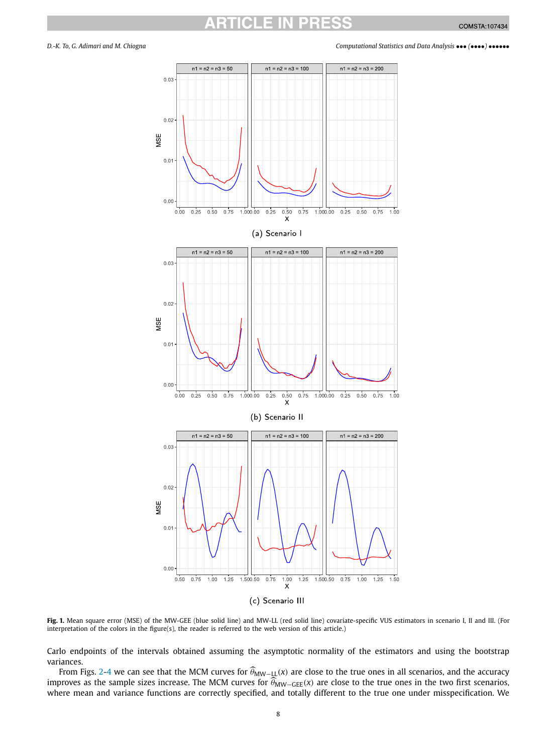(a) Scenario I

(b) Scenario II

(c) Scenario III

**Fig. 1.** Mean square error (MSE) of the MW-GEE (blue solid line) and MW-LL (red solid line) covariate-specific VUS estimators in scenario I, II and III. (For interpretation of the colors in the figure(s), the reader is referred to the web version of this article.)

Carlo endpoints of the intervals obtained assuming the asymptotic normality of the estimators and using the bootstrap variances.

From Figs. 2-4 we can see that the MCM curves for $\widehat{\theta}_{\text{MW-LL}}(x)$ are close to the true ones in all scenarios, and the accuracy improves as the sample sizes increase. The MCM curves for $\widehat{\theta}_{\text{MW-GEE}}(x)$ are close to the true ones in the two first scenarios, where mean and variance functions are correctly specified, and totally different to the true one under misspecification. We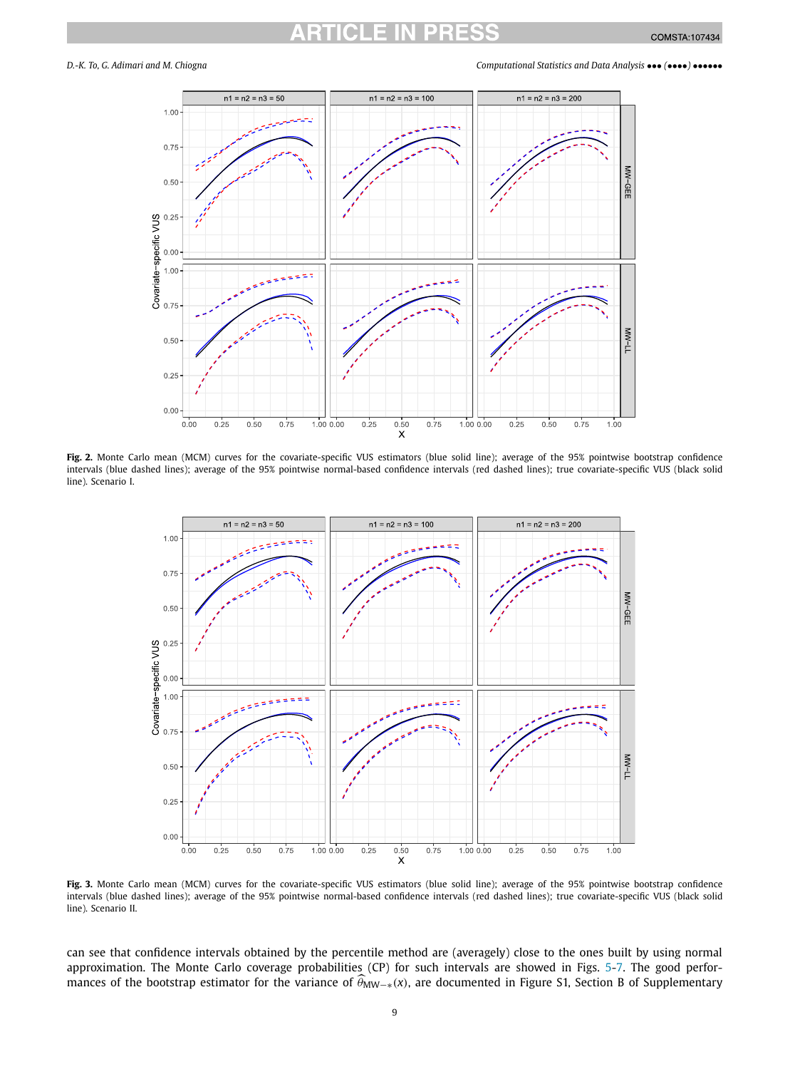**Fig. 2.** Monte Carlo mean (MCM) curves for the covariate-specific VUS estimators (blue solid line); average of the 95% pointwise bootstrap confidence intervals (blue dashed lines); average of the 95% pointwise normal-based confidence intervals (red dashed lines); true covariate-specific VUS (black solid line). Scenario I.

**Fig. 3.** Monte Carlo mean (MCM) curves for the covariate-specific VUS estimators (blue solid line); average of the 95% pointwise bootstrap confidence intervals (blue dashed lines); average of the 95% pointwise normal-based confidence intervals (red dashed lines); true covariate-specific VUS (black solid line). Scenario II.

can see that confidence intervals obtained by the percentile method are (averagely) close to the ones built by using normal approximation. The Monte Carlo coverage probabilities (CP) for such intervals are showed in Figs. 5-7. The good performances of the bootstrap estimator for the variance of $\widehat{\theta}_{\mathrm{MW}-*}(x)$, are documented in Figure S1, Section B of Supplementary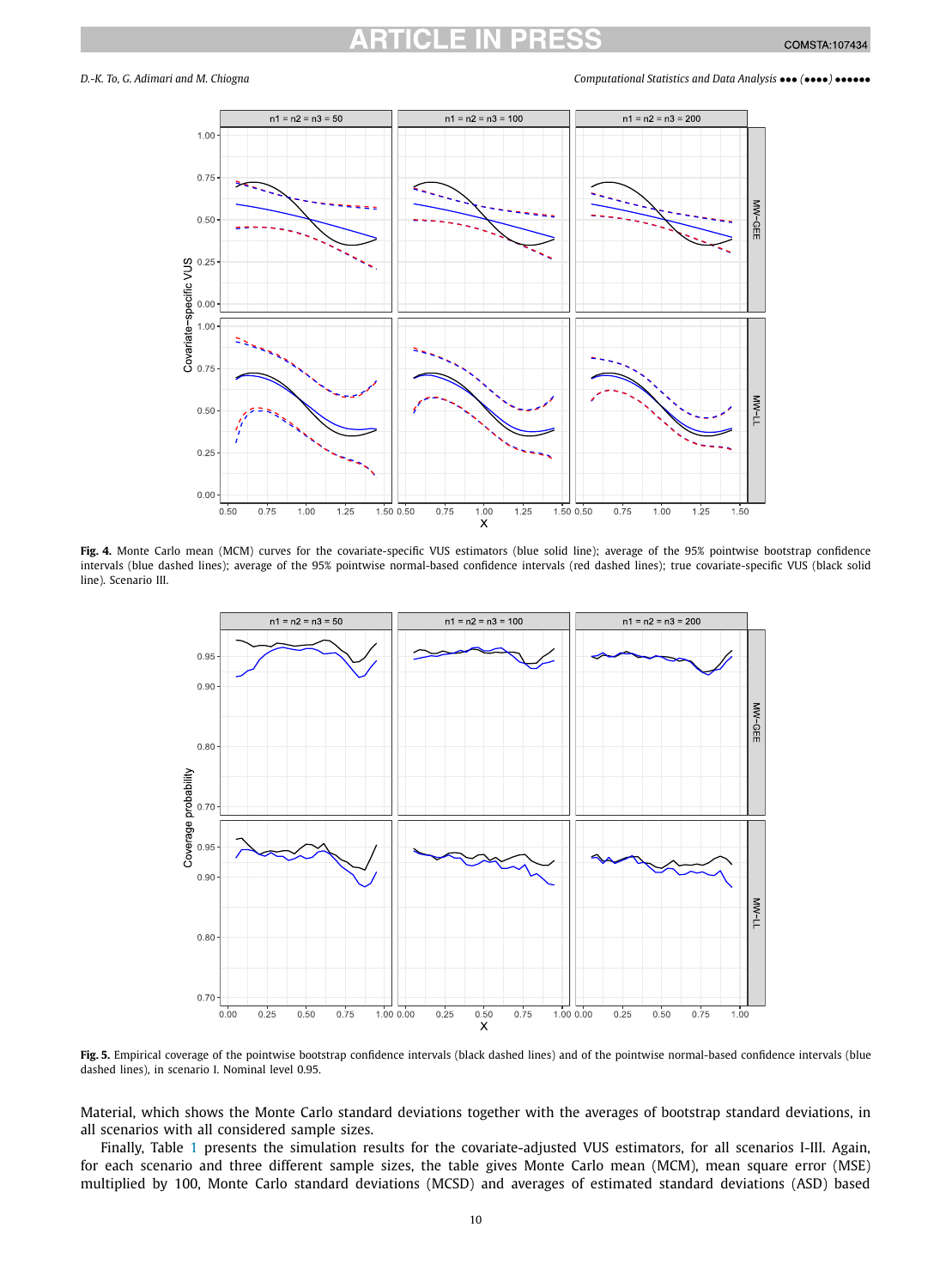**Fig. 4.** Monte Carlo mean (MCM) curves for the covariate-specific VUS estimators (blue solid line); average of the 95% pointwise bootstrap confidence intervals (blue dashed lines); average of the 95% pointwise normal-based confidence intervals (red dashed lines); true covariate-specific VUS (black solid line). Scenario III.

**Fig. 5.** Empirical coverage of the pointwise bootstrap confidence intervals (black dashed lines) and of the pointwise normal-based confidence intervals (blue dashed lines), in scenario I. Nominal level 0.95.

Material, which shows the Monte Carlo standard deviations together with the averages of bootstrap standard deviations, in all scenarios with all considered sample sizes.

Finally, Table 1 presents the simulation results for the covariate-adjusted VUS estimators, for all scenarios I-III. Again, for each scenario and three different sample sizes, the table gives Monte Carlo mean (MCM), mean square error (MSE) multiplied by 100, Monte Carlo standard deviations (MCSD) and averages of estimated standard deviations (ASD) based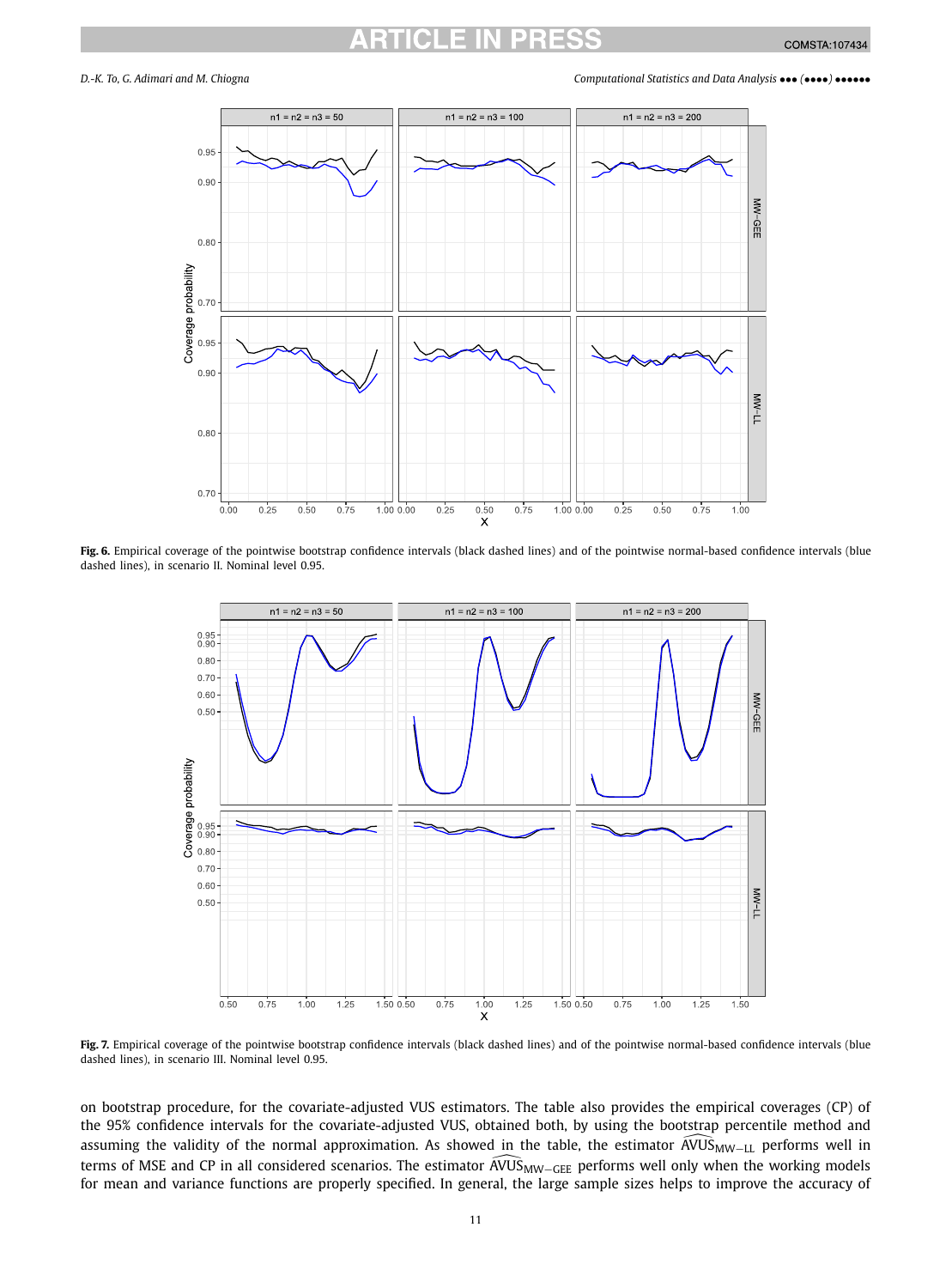**Fig. 6.** Empirical coverage of the pointwise bootstrap confidence intervals (black dashed lines) and of the pointwise normal-based confidence intervals (blue dashed lines), in scenario II. Nominal level 0.95.

**Fig. 7.** Empirical coverage of the pointwise bootstrap confidence intervals (black dashed lines) and of the pointwise normal-based confidence intervals (blue dashed lines), in scenario III. Nominal level 0.95.

on bootstrap procedure, for the covariate-adjusted VUS estimators. The table also provides the empirical coverages (CP) of the 95% confidence intervals for the covariate-adjusted VUS, obtained both, by using the bootstrap percentile method and assuming the validity of the normal approximation. As showed in the table, the estimator $\widehat{\text{AVUS}}_{\text{MW-LL}}$ performs well in terms of MSE and CP in all considered scenarios. The estimator $\widehat{\text{AVUS}}_{\text{MW-GEE}}$ performs well only when the working models for mean and variance functions are properly specified. In general, the large sample sizes helps to improve the accuracy of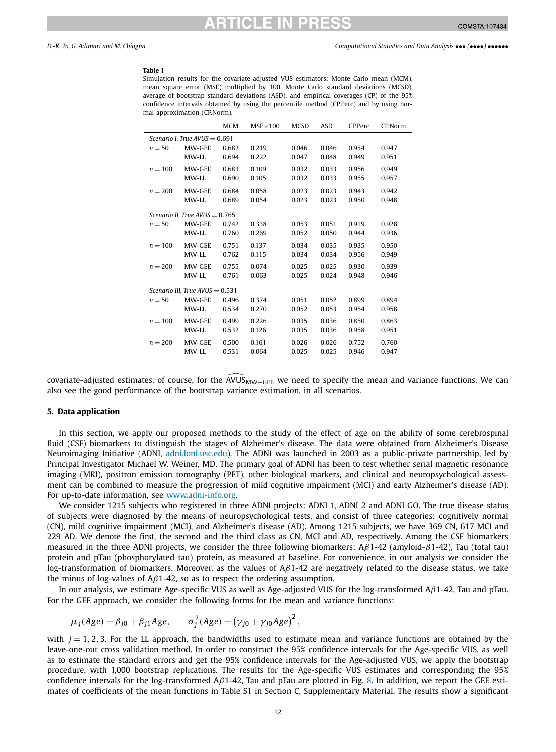**Table 1**

Simulation results for the covariate-adjusted VUS estimators: Monte Carlo mean (MCM), mean square error (MSE) multiplied by 100, Monte Carlo standard deviations (MCSD), average of bootstrap standard deviations (ASD), and empirical coverages (CP) of the 95% confidence intervals obtained by using the percentile method (CP.Perc) and by using normal approximation (CP.Norm).

| | | MCM | MSE×100 | MCSD | ASD | CP.Perc | CP.Norm |
|---|---|---|---|---|---|---|---|
| *Scenario I, True AVUS* $= 0.691$ | | | | | | | |
| $n = 50$ | MW-GEE | 0.682 | 0.219 | 0.046 | 0.046 | 0.954 | 0.947 |
| | MW-LL | 0.694 | 0.222 | 0.047 | 0.048 | 0.949 | 0.951 |
| $n = 100$ | MW-GEE | 0.683 | 0.109 | 0.032 | 0.033 | 0.956 | 0.949 |
| | MW-LL | 0.690 | 0.105 | 0.032 | 0.033 | 0.955 | 0.957 |
| $n = 200$ | MW-GEE | 0.684 | 0.058 | 0.023 | 0.023 | 0.943 | 0.942 |
| | MW-LL | 0.689 | 0.054 | 0.023 | 0.023 | 0.950 | 0.948 |
| *Scenario II, True AVUS* $= 0.765$ | | | | | | | |
| $n = 50$ | MW-GEE | 0.742 | 0.338 | 0.053 | 0.051 | 0.919 | 0.928 |
| | MW-LL | 0.760 | 0.269 | 0.052 | 0.050 | 0.944 | 0.936 |
| $n = 100$ | MW-GEE | 0.751 | 0.137 | 0.034 | 0.035 | 0.935 | 0.950 |
| | MW-LL | 0.762 | 0.115 | 0.034 | 0.034 | 0.956 | 0.949 |
| $n = 200$ | MW-GEE | 0.755 | 0.074 | 0.025 | 0.025 | 0.930 | 0.939 |
| | MW-LL | 0.761 | 0.063 | 0.025 | 0.024 | 0.948 | 0.946 |
| *Scenario III, True AVUS* $= 0.531$ | | | | | | | |
| $n = 50$ | MW-GEE | 0.496 | 0.374 | 0.051 | 0.052 | 0.899 | 0.894 |
| | MW-LL | 0.534 | 0.270 | 0.052 | 0.053 | 0.954 | 0.958 |
| $n = 100$ | MW-GEE | 0.499 | 0.226 | 0.035 | 0.036 | 0.850 | 0.863 |
| | MW-LL | 0.532 | 0.126 | 0.035 | 0.036 | 0.958 | 0.951 |
| $n = 200$ | MW-GEE | 0.500 | 0.161 | 0.026 | 0.026 | 0.752 | 0.760 |
| | MW-LL | 0.531 | 0.064 | 0.025 | 0.025 | 0.946 | 0.947 |

covariate-adjusted estimates, of course, for the $\widehat{\text{AVUS}}_{\text{MW-GEE}}$ we need to specify the mean and variance functions. We can also see the good performance of the bootstrap variance estimation, in all scenarios.

## 5. Data application

In this section, we apply our proposed methods to the study of the effect of age on the ability of some cerebrospinal fluid (CSF) biomarkers to distinguish the stages of Alzheimer's disease. The data were obtained from Alzheimer's Disease Neuroimaging Initiative (ADNI, adni.loni.usc.edu). The ADNI was launched in 2003 as a public-private partnership, led by Principal Investigator Michael W. Weiner, MD. The primary goal of ADNI has been to test whether serial magnetic resonance imaging (MRI), positron emission tomography (PET), other biological markers, and clinical and neuropsychological assessment can be combined to measure the progression of mild cognitive impairment (MCI) and early Alzheimer's disease (AD). For up-to-date information, see www.adni-info.org.

We consider 1215 subjects who registered in three ADNI projects: ADNI 1, ADNI 2 and ADNI GO. The true disease status of subjects were diagnosed by the means of neuropsychological tests, and consist of three categories: cognitively normal (CN), mild cognitive impairment (MCI), and Alzheimer's disease (AD). Among 1215 subjects, we have 369 CN, 617 MCI and 229 AD. We denote the first, the second and the third class as CN, MCI and AD, respectively. Among the CSF biomarkers measured in the three ADNI projects, we consider the three following biomarkers: A$\beta$1-42 (amyloid-$\beta$1-42), Tau (total tau) protein and pTau (phosphorylated tau) protein, as measured at baseline. For convenience, in our analysis we consider the log-transformation of biomarkers. Moreover, as the values of A$\beta$1-42 are negatively related to the disease status, we take the minus of log-values of A$\beta$1-42, so as to respect the ordering assumption.

In our analysis, we estimate Age-specific VUS as well as Age-adjusted VUS for the log-transformed A$\beta$1-42, Tau and pTau. For the GEE approach, we consider the following forms for the mean and variance functions:

$$\mu_j(Age) = \beta_{j0} + \beta_{j1} Age, \qquad \sigma_j^2(Age) = \left(\gamma_{j0} + \gamma_{j0} Age\right)^2,$$

with $j = 1, 2, 3$. For the LL approach, the bandwidths used to estimate mean and variance functions are obtained by the leave-one-out cross validation method. In order to construct the 95% confidence intervals for the Age-specific VUS, as well as to estimate the standard errors and get the 95% confidence intervals for the Age-adjusted VUS, we apply the bootstrap procedure, with 1,000 bootstrap replications. The results for the Age-specific VUS estimates and corresponding the 95% confidence intervals for the log-transformed A$\beta$1-42, Tau and pTau are plotted in Fig. 8. In addition, we report the GEE estimates of coefficients of the mean functions in Table S1 in Section C, Supplementary Material. The results show a significant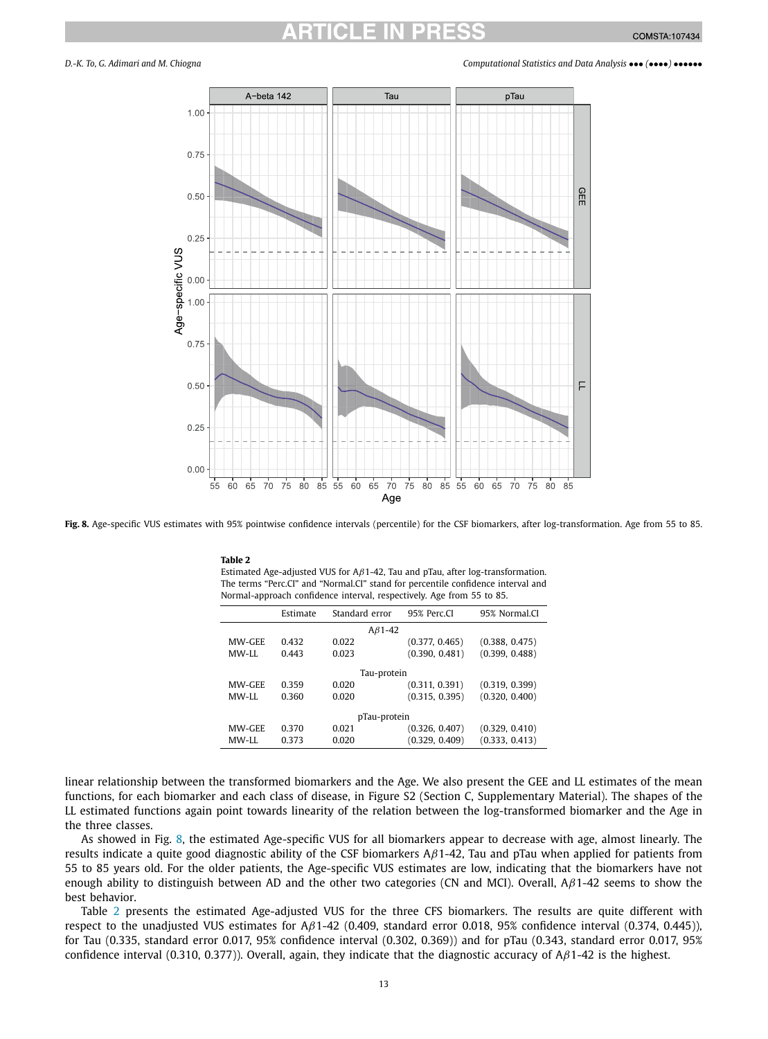**Fig. 8.** Age-specific VUS estimates with 95% pointwise confidence intervals (percentile) for the CSF biomarkers, after log-transformation. Age from 55 to 85.

**Table 2**
Estimated Age-adjusted VUS for A$\beta$1-42, Tau and pTau, after log-transformation. The terms "Perc.CI" and "Normal.CI" stand for percentile confidence interval and Normal-approach confidence interval, respectively. Age from 55 to 85.

| | Estimate | Standard error | 95% Perc.CI | 95% Normal.CI |
|---|---|---|---|---|
| | | A$\beta$1-42 | | |
| MW-GEE | 0.432 | 0.022 | (0.377, 0.465) | (0.388, 0.475) |
| MW-LL | 0.443 | 0.023 | (0.390, 0.481) | (0.399, 0.488) |
| | | Tau-protein | | |
| MW-GEE | 0.359 | 0.020 | (0.311, 0.391) | (0.319, 0.399) |
| MW-LL | 0.360 | 0.020 | (0.315, 0.395) | (0.320, 0.400) |
| | | pTau-protein | | |
| MW-GEE | 0.370 | 0.021 | (0.326, 0.407) | (0.329, 0.410) |
| MW-LL | 0.373 | 0.020 | (0.329, 0.409) | (0.333, 0.413) |

linear relationship between the transformed biomarkers and the Age. We also present the GEE and LL estimates of the mean functions, for each biomarker and each class of disease, in Figure S2 (Section C, Supplementary Material). The shapes of the LL estimated functions again point towards linearity of the relation between the log-transformed biomarker and the Age in the three classes.

As showed in Fig. 8, the estimated Age-specific VUS for all biomarkers appear to decrease with age, almost linearly. The results indicate a quite good diagnostic ability of the CSF biomarkers A$\beta$1-42, Tau and pTau when applied for patients from 55 to 85 years old. For the older patients, the Age-specific VUS estimates are low, indicating that the biomarkers have not enough ability to distinguish between AD and the other two categories (CN and MCI). Overall, A$\beta$1-42 seems to show the best behavior.

Table 2 presents the estimated Age-adjusted VUS for the three CFS biomarkers. The results are quite different with respect to the unadjusted VUS estimates for A$\beta$1-42 (0.409, standard error 0.018, 95% confidence interval (0.374, 0.445)), for Tau (0.335, standard error 0.017, 95% confidence interval (0.302, 0.369)) and for pTau (0.343, standard error 0.017, 95% confidence interval (0.310, 0.377)). Overall, again, they indicate that the diagnostic accuracy of A$\beta$1-42 is the highest.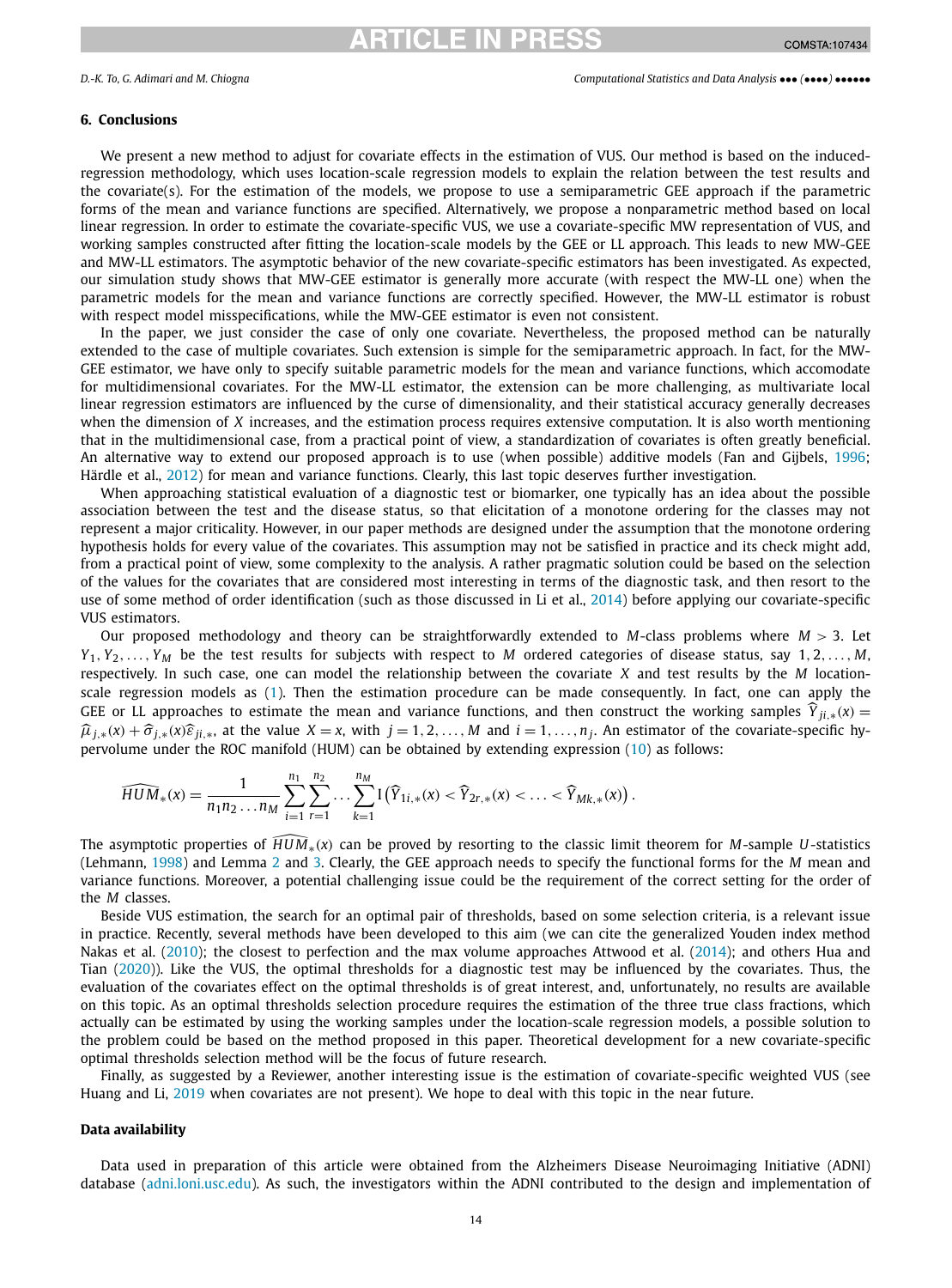## 6. Conclusions

We present a new method to adjust for covariate effects in the estimation of VUS. Our method is based on the induced-regression methodology, which uses location-scale regression models to explain the relation between the test results and the covariate(s). For the estimation of the models, we propose to use a semiparametric GEE approach if the parametric forms of the mean and variance functions are specified. Alternatively, we propose a nonparametric method based on local linear regression. In order to estimate the covariate-specific VUS, we use a covariate-specific MW representation of VUS, and working samples constructed after fitting the location-scale models by the GEE or LL approach. This leads to new MW-GEE and MW-LL estimators. The asymptotic behavior of the new covariate-specific estimators has been investigated. As expected, our simulation study shows that MW-GEE estimator is generally more accurate (with respect the MW-LL one) when the parametric models for the mean and variance functions are correctly specified. However, the MW-LL estimator is robust with respect model misspecifications, while the MW-GEE estimator is even not consistent.

In the paper, we just consider the case of only one covariate. Nevertheless, the proposed method can be naturally extended to the case of multiple covariates. Such extension is simple for the semiparametric approach. In fact, for the MW-GEE estimator, we have only to specify suitable parametric models for the mean and variance functions, which accomodate for multidimensional covariates. For the MW-LL estimator, the extension can be more challenging, as multivariate local linear regression estimators are influenced by the curse of dimensionality, and their statistical accuracy generally decreases when the dimension of $X$ increases, and the estimation process requires extensive computation. It is also worth mentioning that in the multidimensional case, from a practical point of view, a standardization of covariates is often greatly beneficial. An alternative way to extend our proposed approach is to use (when possible) additive models (Fan and Gijbels, 1996; Härdle et al., 2012) for mean and variance functions. Clearly, this last topic deserves further investigation.

When approaching statistical evaluation of a diagnostic test or biomarker, one typically has an idea about the possible association between the test and the disease status, so that elicitation of a monotone ordering for the classes may not represent a major criticality. However, in our paper methods are designed under the assumption that the monotone ordering hypothesis holds for every value of the covariates. This assumption may not be satisfied in practice and its check might add, from a practical point of view, some complexity to the analysis. A rather pragmatic solution could be based on the selection of the values for the covariates that are considered most interesting in terms of the diagnostic task, and then resort to the use of some method of order identification (such as those discussed in Li et al., 2014) before applying our covariate-specific VUS estimators.

Our proposed methodology and theory can be straightforwardly extended to $M$-class problems where $M > 3$. Let $Y_1, Y_2, \ldots, Y_M$ be the test results for subjects with respect to $M$ ordered categories of disease status, say $1, 2, \ldots, M$, respectively. In such case, one can model the relationship between the covariate $X$ and test results by the $M$ location-scale regression models as (1). Then the estimation procedure can be made consequently. In fact, one can apply the GEE or LL approaches to estimate the mean and variance functions, and then construct the working samples $\widehat{Y}_{ji,*}(x) = \widehat{\mu}_{j,*}(x) + \widehat{\sigma}_{j,*}(x)\widehat{\varepsilon}_{ji,*}$, at the value $X = x$, with $j = 1, 2, \ldots, M$ and $i = 1, \ldots, n_j$. An estimator of the covariate-specific hypervolume under the ROC manifold (HUM) can be obtained by extending expression (10) as follows:

$$\widehat{HUM}_*(x) = \frac{1}{n_1 n_2 \ldots n_M} \sum_{i=1}^{n_1} \sum_{r=1}^{n_2} \ldots \sum_{k=1}^{n_M} \mathrm{I}\left(\widehat{Y}_{1i,*}(x) < \widehat{Y}_{2r,*}(x) < \ldots < \widehat{Y}_{Mk,*}(x)\right).$$

The asymptotic properties of $\widehat{HUM}_*(x)$ can be proved by resorting to the classic limit theorem for $M$-sample $U$-statistics (Lehmann, 1998) and Lemma 2 and 3. Clearly, the GEE approach needs to specify the functional forms for the $M$ mean and variance functions. Moreover, a potential challenging issue could be the requirement of the correct setting for the order of the $M$ classes.

Beside VUS estimation, the search for an optimal pair of thresholds, based on some selection criteria, is a relevant issue in practice. Recently, several methods have been developed to this aim (we can cite the generalized Youden index method Nakas et al. (2010); the closest to perfection and the max volume approaches Attwood et al. (2014); and others Hua and Tian (2020)). Like the VUS, the optimal thresholds for a diagnostic test may be influenced by the covariates. Thus, the evaluation of the covariates effect on the optimal thresholds is of great interest, and, unfortunately, no results are available on this topic. As an optimal thresholds selection procedure requires the estimation of the three true class fractions, which actually can be estimated by using the working samples under the location-scale regression models, a possible solution to the problem could be based on the method proposed in this paper. Theoretical development for a new covariate-specific optimal thresholds selection method will be the focus of future research.

Finally, as suggested by a Reviewer, another interesting issue is the estimation of covariate-specific weighted VUS (see Huang and Li, 2019 when covariates are not present). We hope to deal with this topic in the near future.

### Data availability

Data used in preparation of this article were obtained from the Alzheimers Disease Neuroimaging Initiative (ADNI) database (adni.loni.usc.edu). As such, the investigators within the ADNI contributed to the design and implementation of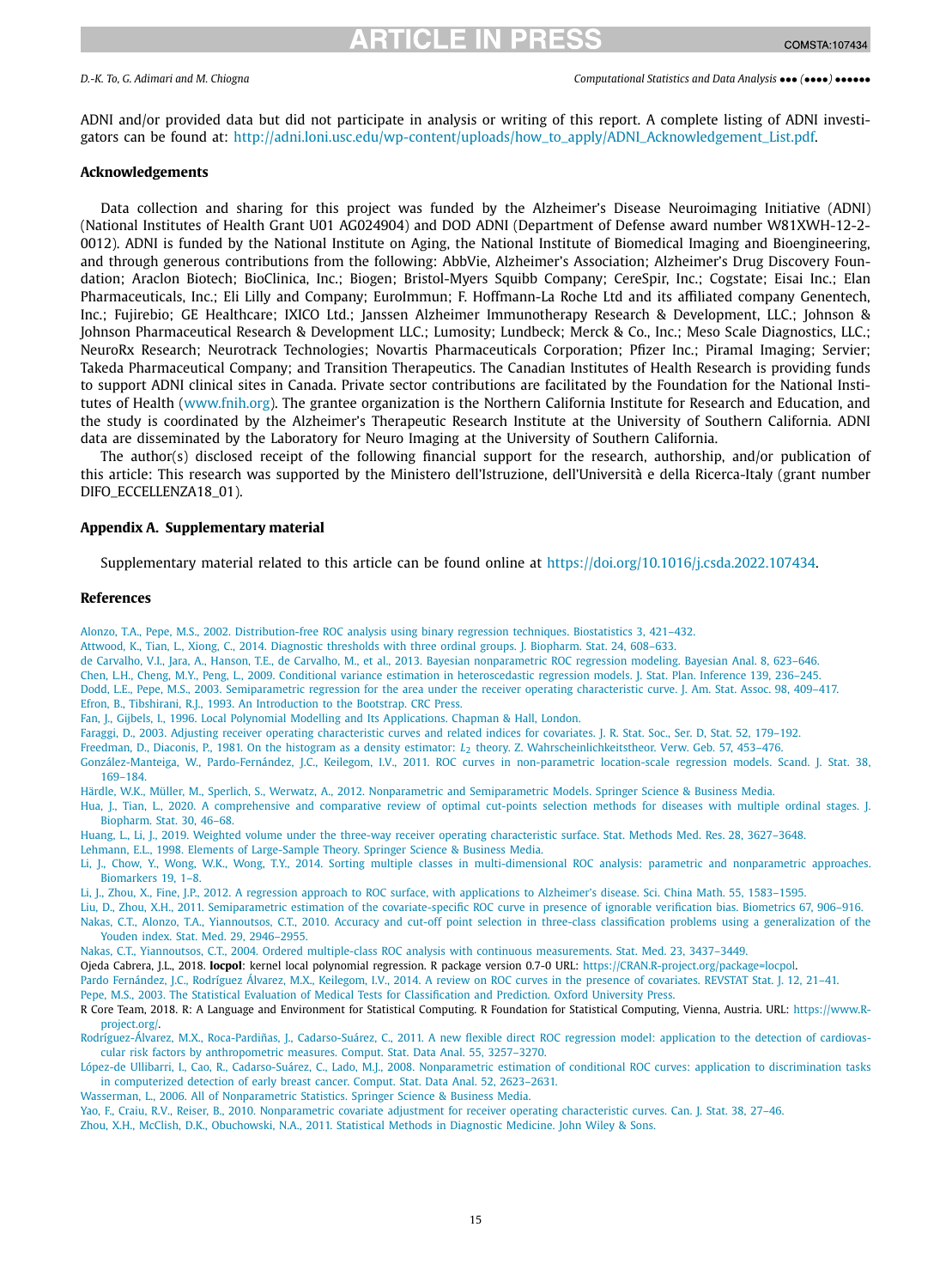ADNI and/or provided data but did not participate in analysis or writing of this report. A complete listing of ADNI investigators can be found at: http://adni.loni.usc.edu/wp-content/uploads/how_to_apply/ADNI_Acknowledgement_List.pdf.

## Acknowledgements

Data collection and sharing for this project was funded by the Alzheimer's Disease Neuroimaging Initiative (ADNI) (National Institutes of Health Grant U01 AG024904) and DOD ADNI (Department of Defense award number W81XWH-12-2-0012). ADNI is funded by the National Institute on Aging, the National Institute of Biomedical Imaging and Bioengineering, and through generous contributions from the following: AbbVie, Alzheimer's Association; Alzheimer's Drug Discovery Foundation; Araclon Biotech; BioClinica, Inc.; Biogen; Bristol-Myers Squibb Company; CereSpir, Inc.; Cogstate; Eisai Inc.; Elan Pharmaceuticals, Inc.; Eli Lilly and Company; EuroImmun; F. Hoffmann-La Roche Ltd and its affiliated company Genentech, Inc.; Fujirebio; GE Healthcare; IXICO Ltd.; Janssen Alzheimer Immunotherapy Research & Development, LLC.; Johnson & Johnson Pharmaceutical Research & Development LLC.; Lumosity; Lundbeck; Merck & Co., Inc.; Meso Scale Diagnostics, LLC.; NeuroRx Research; Neurotrack Technologies; Novartis Pharmaceuticals Corporation; Pfizer Inc.; Piramal Imaging; Servier; Takeda Pharmaceutical Company; and Transition Therapeutics. The Canadian Institutes of Health Research is providing funds to support ADNI clinical sites in Canada. Private sector contributions are facilitated by the Foundation for the National Institutes of Health (www.fnih.org). The grantee organization is the Northern California Institute for Research and Education, and the study is coordinated by the Alzheimer's Therapeutic Research Institute at the University of Southern California. ADNI data are disseminated by the Laboratory for Neuro Imaging at the University of Southern California.

The author(s) disclosed receipt of the following financial support for the research, authorship, and/or publication of this article: This research was supported by the Ministero dell'Istruzione, dell'Università e della Ricerca-Italy (grant number DIFO_ECCELLENZA18_01).

## Appendix A. Supplementary material

Supplementary material related to this article can be found online at https://doi.org/10.1016/j.csda.2022.107434.

## References

Alonzo, T.A., Pepe, M.S., 2002. Distribution-free ROC analysis using binary regression techniques. Biostatistics 3, 421–432.
Attwood, K., Tian, L., Xiong, C., 2014. Diagnostic thresholds with three ordinal groups. J. Biopharm. Stat. 24, 608–633.
de Carvalho, V.I., Jara, A., Hanson, T.E., de Carvalho, M., et al., 2013. Bayesian nonparametric ROC regression modeling. Bayesian Anal. 8, 623–646.
Chen, L.H., Cheng, M.Y., Peng, L., 2009. Conditional variance estimation in heteroscedastic regression models. J. Stat. Plan. Inference 139, 236–245.
Dodd, L.E., Pepe, M.S., 2003. Semiparametric regression for the area under the receiver operating characteristic curve. J. Am. Stat. Assoc. 98, 409–417.
Efron, B., Tibshirani, R.J., 1993. An Introduction to the Bootstrap. CRC Press.
Fan, J., Gijbels, I., 1996. Local Polynomial Modelling and Its Applications. Chapman & Hall, London.
Faraggi, D., 2003. Adjusting receiver operating characteristic curves and related indices for covariates. J. R. Stat. Soc., Ser. D, Stat. 52, 179–192.
Freedman, D., Diaconis, P., 1981. On the histogram as a density estimator: $L_2$ theory. Z. Wahrscheinlichkeitstheor. Verw. Geb. 57, 453–476.
González-Manteiga, W., Pardo-Fernández, J.C., Keilegom, I.V., 2011. ROC curves in non-parametric location-scale regression models. Scand. J. Stat. 38, 169–184.
Härdle, W.K., Müller, M., Sperlich, S., Werwatz, A., 2012. Nonparametric and Semiparametric Models. Springer Science & Business Media.
Hua, J., Tian, L., 2020. A comprehensive and comparative review of optimal cut-points selection methods for diseases with multiple ordinal stages. J. Biopharm. Stat. 30, 46–68.
Huang, L., Li, J., 2019. Weighted volume under the three-way receiver operating characteristic surface. Stat. Methods Med. Res. 28, 3627–3648.
Lehmann, E.L., 1998. Elements of Large-Sample Theory. Springer Science & Business Media.
Li, J., Chow, Y., Wong, W.K., Wong, T.Y., 2014. Sorting multiple classes in multi-dimensional ROC analysis: parametric and nonparametric approaches. Biomarkers 19, 1–8.
Li, J., Zhou, X., Fine, J.P., 2012. A regression approach to ROC surface, with applications to Alzheimer's disease. Sci. China Math. 55, 1583–1595.
Liu, D., Zhou, X.H., 2011. Semiparametric estimation of the covariate-specific ROC curve in presence of ignorable verification bias. Biometrics 67, 906–916.
Nakas, C.T., Alonzo, T.A., Yiannoutsos, C.T., 2010. Accuracy and cut-off point selection in three-class classification problems using a generalization of the Youden index. Stat. Med. 29, 2946–2955.
Nakas, C.T., Yiannoutsos, C.T., 2004. Ordered multiple-class ROC analysis with continuous measurements. Stat. Med. 23, 3437–3449.
Ojeda Cabrera, J.L., 2018. **locpol**: kernel local polynomial regression. R package version 0.7-0 URL: https://CRAN.R-project.org/package=locpol.
Pardo Fernández, J.C., Rodríguez Álvarez, M.X., Keilegom, I.V., 2014. A review on ROC curves in the presence of covariates. REVSTAT Stat. J. 12, 21–41.
Pepe, M.S., 2003. The Statistical Evaluation of Medical Tests for Classification and Prediction. Oxford University Press.
R Core Team, 2018. R: A Language and Environment for Statistical Computing. R Foundation for Statistical Computing, Vienna, Austria. URL: https://www.R-project.org/.
Rodríguez-Álvarez, M.X., Roca-Pardiñas, J., Cadarso-Suárez, C., 2011. A new flexible direct ROC regression model: application to the detection of cardiovascular risk factors by anthropometric measures. Comput. Stat. Data Anal. 55, 3257–3270.
López-de Ullibarri, I., Cao, R., Cadarso-Suárez, C., Lado, M.J., 2008. Nonparametric estimation of conditional ROC curves: application to discrimination tasks in computerized detection of early breast cancer. Comput. Stat. Data Anal. 52, 2623–2631.
Wasserman, L., 2006. All of Nonparametric Statistics. Springer Science & Business Media.
Yao, F., Craiu, R.V., Reiser, B., 2010. Nonparametric covariate adjustment for receiver operating characteristic curves. Can. J. Stat. 38, 27–46.
Zhou, X.H., McClish, D.K., Obuchowski, N.A., 2011. Statistical Methods in Diagnostic Medicine. John Wiley & Sons.